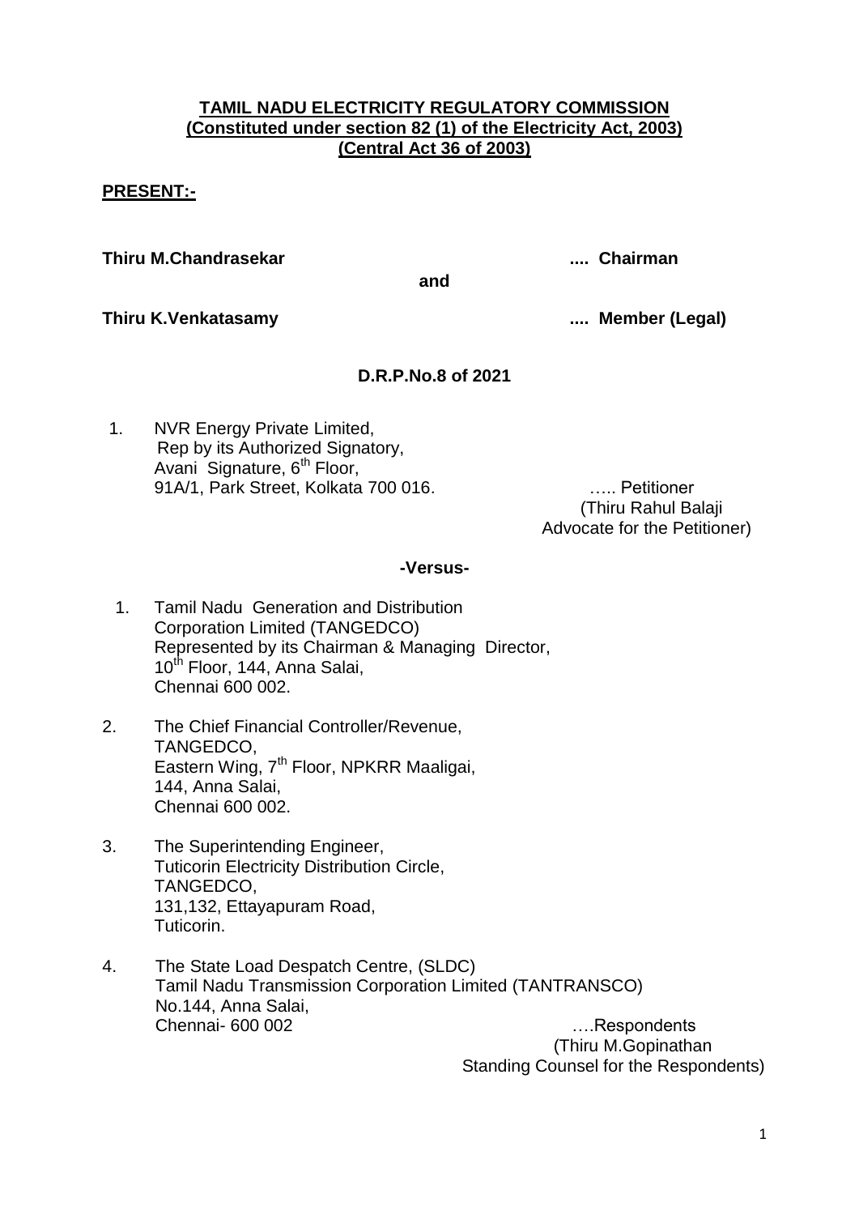**TAMIL NADU ELECTRICITY REGULATORY COMMISSION**
**(Constituted under section 82 (1) of the Electricity Act, 2003)**
**(Central Act 36 of 2003)**

**PRESENT:-**

**Thiru M.Chandrasekar .... Chairman**

**and**

**Thiru K.Venkatasamy .... Member (Legal)**

**D.R.P.No.8 of 2021**

1. NVR Energy Private Limited,
   Rep by its Authorized Signatory,
   Avani Signature, 6th Floor,
   91A/1, Park Street, Kolkata 700 016. ….. Petitioner
   (Thiru Rahul Balaji
   Advocate for the Petitioner)

**-Versus-**

1. Tamil Nadu Generation and Distribution Corporation Limited (TANGEDCO)
   Represented by its Chairman & Managing Director,
   10th Floor, 144, Anna Salai,
   Chennai 600 002.

2. The Chief Financial Controller/Revenue,
   TANGEDCO,
   Eastern Wing, 7th Floor, NPKRR Maaligai,
   144, Anna Salai,
   Chennai 600 002.

3. The Superintending Engineer,
   Tuticorin Electricity Distribution Circle,
   TANGEDCO,
   131,132, Ettayapuram Road,
   Tuticorin.

4. The State Load Despatch Centre, (SLDC)
   Tamil Nadu Transmission Corporation Limited (TANTRANSCO)
   No.144, Anna Salai,
   Chennai- 600 002 ….Respondents
   (Thiru M.Gopinathan
   Standing Counsel for the Respondents)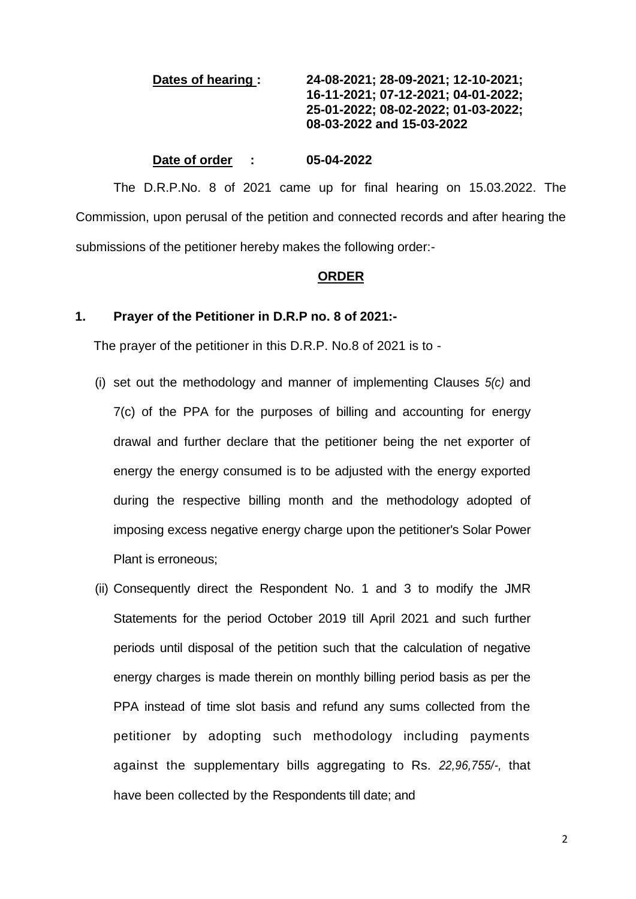**Dates of hearing :** **24-08-2021; 28-09-2021; 12-10-2021; 16-11-2021; 07-12-2021; 04-01-2022; 25-01-2022; 08-02-2022; 01-03-2022; 08-03-2022 and 15-03-2022**

**Date of order :** **05-04-2022**

The D.R.P.No. 8 of 2021 came up for final hearing on 15.03.2022. The Commission, upon perusal of the petition and connected records and after hearing the submissions of the petitioner hereby makes the following order:-

**ORDER**

**1. Prayer of the Petitioner in D.R.P no. 8 of 2021:-**

The prayer of the petitioner in this D.R.P. No.8 of 2021 is to -

(i) set out the methodology and manner of implementing Clauses *5(c)* and 7(c) of the PPA for the purposes of billing and accounting for energy drawal and further declare that the petitioner being the net exporter of energy the energy consumed is to be adjusted with the energy exported during the respective billing month and the methodology adopted of imposing excess negative energy charge upon the petitioner's Solar Power Plant is erroneous;

(ii) Consequently direct the Respondent No. 1 and 3 to modify the JMR Statements for the period October 2019 till April 2021 and such further periods until disposal of the petition such that the calculation of negative energy charges is made therein on monthly billing period basis as per the PPA instead of time slot basis and refund any sums collected from the petitioner by adopting such methodology including payments against the supplementary bills aggregating to Rs. *22,96,755/-,* that have been collected by the Respondents till date; and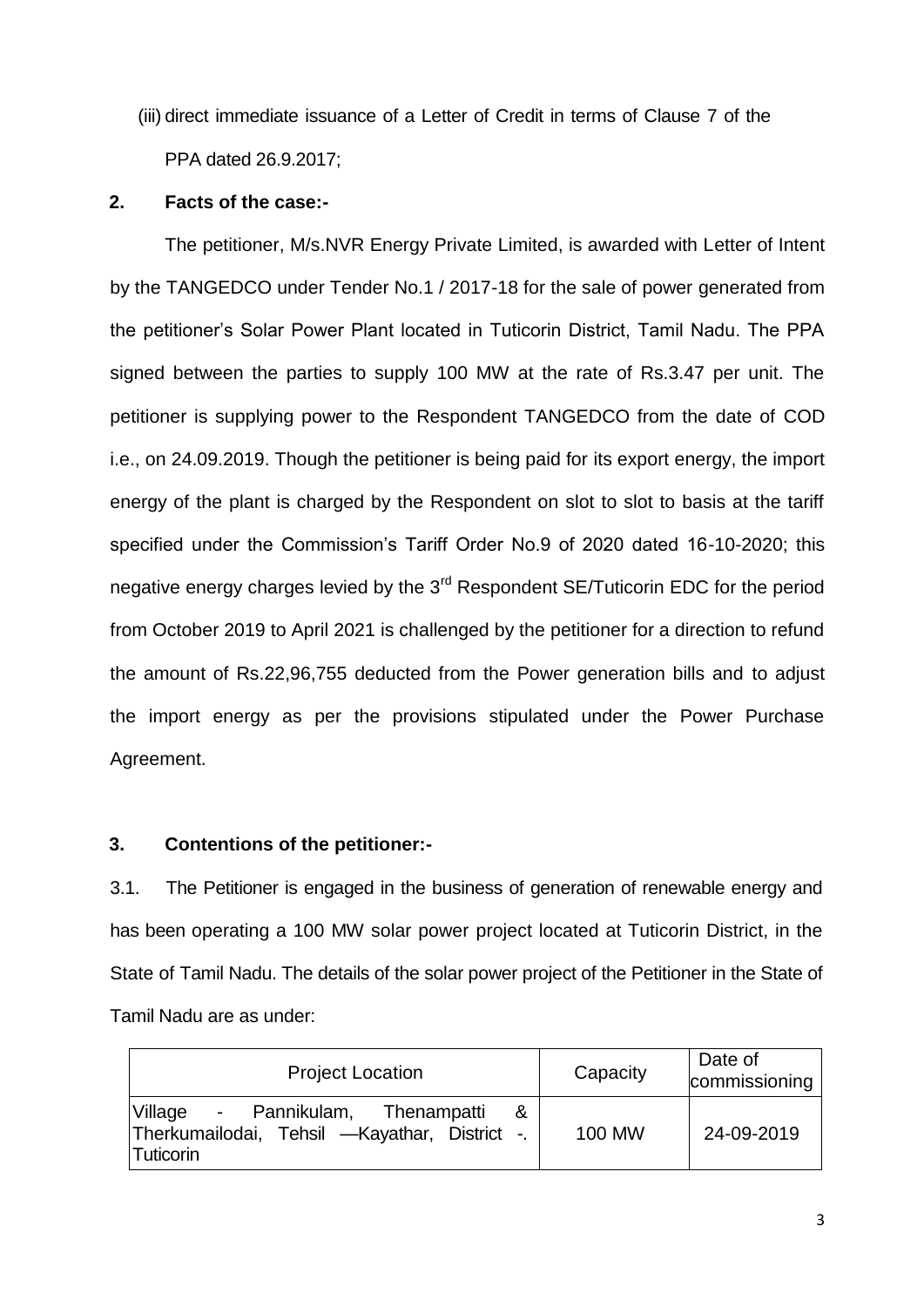(iii) direct immediate issuance of a Letter of Credit in terms of Clause 7 of the PPA dated 26.9.2017;

**2. Facts of the case:-**

The petitioner, M/s.NVR Energy Private Limited, is awarded with Letter of Intent by the TANGEDCO under Tender No.1 / 2017-18 for the sale of power generated from the petitioner's Solar Power Plant located in Tuticorin District, Tamil Nadu. The PPA signed between the parties to supply 100 MW at the rate of Rs.3.47 per unit. The petitioner is supplying power to the Respondent TANGEDCO from the date of COD i.e., on 24.09.2019. Though the petitioner is being paid for its export energy, the import energy of the plant is charged by the Respondent on slot to slot to basis at the tariff specified under the Commission's Tariff Order No.9 of 2020 dated 16-10-2020; this negative energy charges levied by the 3rd Respondent SE/Tuticorin EDC for the period from October 2019 to April 2021 is challenged by the petitioner for a direction to refund the amount of Rs.22,96,755 deducted from the Power generation bills and to adjust the import energy as per the provisions stipulated under the Power Purchase Agreement.

**3. Contentions of the petitioner:-**

3.1. The Petitioner is engaged in the business of generation of renewable energy and has been operating a 100 MW solar power project located at Tuticorin District, in the State of Tamil Nadu. The details of the solar power project of the Petitioner in the State of Tamil Nadu are as under:

| Project Location | Capacity | Date of commissioning |
|---|---|---|
| Village - Pannikulam, Thenampatti & Therkumailodai, Tehsil —Kayathar, District -. Tuticorin | 100 MW | 24-09-2019 |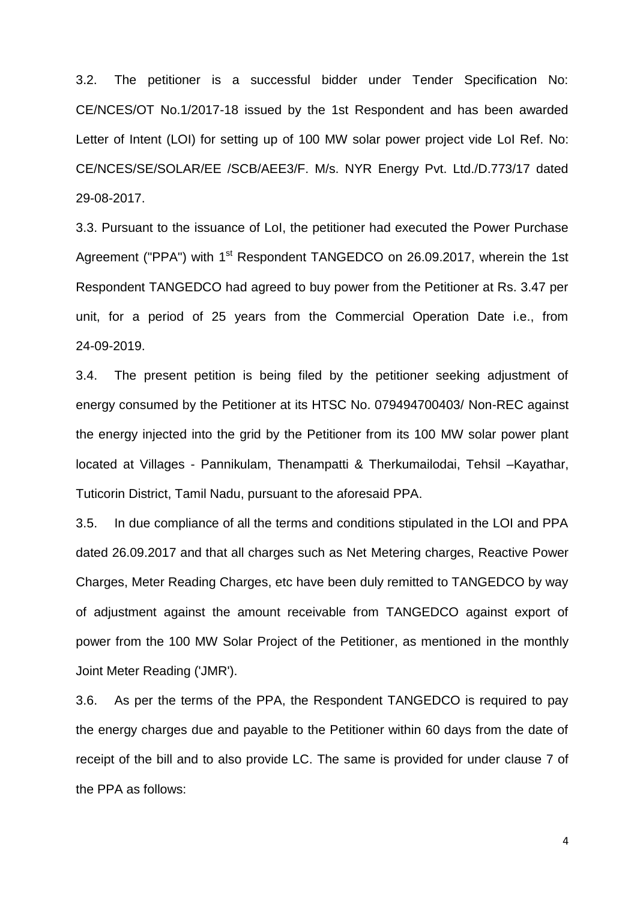3.2. The petitioner is a successful bidder under Tender Specification No: CE/NCES/OT No.1/2017-18 issued by the 1st Respondent and has been awarded Letter of Intent (LOI) for setting up of 100 MW solar power project vide LoI Ref. No: CE/NCES/SE/SOLAR/EE /SCB/AEE3/F. M/s. NYR Energy Pvt. Ltd./D.773/17 dated 29-08-2017.

3.3. Pursuant to the issuance of LoI, the petitioner had executed the Power Purchase Agreement ("PPA") with 1st Respondent TANGEDCO on 26.09.2017, wherein the 1st Respondent TANGEDCO had agreed to buy power from the Petitioner at Rs. 3.47 per unit, for a period of 25 years from the Commercial Operation Date i.e., from 24-09-2019.

3.4. The present petition is being filed by the petitioner seeking adjustment of energy consumed by the Petitioner at its HTSC No. 079494700403/ Non-REC against the energy injected into the grid by the Petitioner from its 100 MW solar power plant located at Villages - Pannikulam, Thenampatti & Therkumailodai, Tehsil –Kayathar, Tuticorin District, Tamil Nadu, pursuant to the aforesaid PPA.

3.5. In due compliance of all the terms and conditions stipulated in the LOI and PPA dated 26.09.2017 and that all charges such as Net Metering charges, Reactive Power Charges, Meter Reading Charges, etc have been duly remitted to TANGEDCO by way of adjustment against the amount receivable from TANGEDCO against export of power from the 100 MW Solar Project of the Petitioner, as mentioned in the monthly Joint Meter Reading ('JMR').

3.6. As per the terms of the PPA, the Respondent TANGEDCO is required to pay the energy charges due and payable to the Petitioner within 60 days from the date of receipt of the bill and to also provide LC. The same is provided for under clause 7 of the PPA as follows: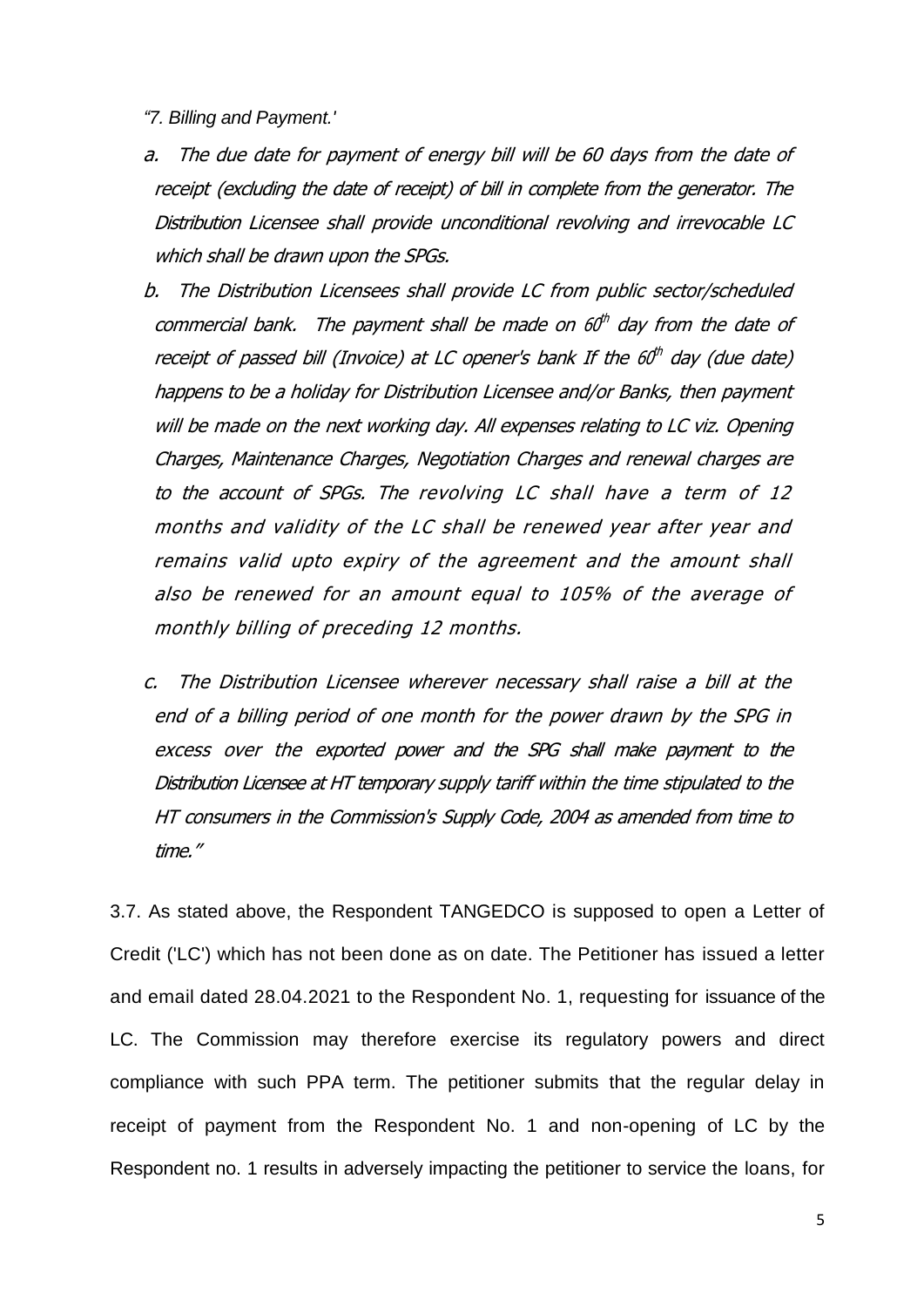*"7. Billing and Payment.'*

*a. The due date for payment of energy bill will be 60 days from the date of receipt (excluding the date of receipt) of bill in complete from the generator. The Distribution Licensee shall provide unconditional revolving and irrevocable LC which shall be drawn upon the SPGs.*

*b. The Distribution Licensees shall provide LC from public sector/scheduled commercial bank. The payment shall be made on 60th day from the date of receipt of passed bill (Invoice) at LC opener's bank If the 60th day (due date) happens to be a holiday for Distribution Licensee and/or Banks, then payment will be made on the next working day. All expenses relating to LC viz. Opening Charges, Maintenance Charges, Negotiation Charges and renewal charges are to the account of SPGs. The revolving LC shall have a term of 12 months and validity of the LC shall be renewed year after year and remains valid upto expiry of the agreement and the amount shall also be renewed for an amount equal to 105% of the average of monthly billing of preceding 12 months.*

*c. The Distribution Licensee wherever necessary shall raise a bill at the end of a billing period of one month for the power drawn by the SPG in excess over the exported power and the SPG shall make payment to the Distribution Licensee at HT temporary supply tariff within the time stipulated to the HT consumers in the Commission's Supply Code, 2004 as amended from time to time."*

3.7. As stated above, the Respondent TANGEDCO is supposed to open a Letter of Credit ('LC') which has not been done as on date. The Petitioner has issued a letter and email dated 28.04.2021 to the Respondent No. 1, requesting for issuance of the LC. The Commission may therefore exercise its regulatory powers and direct compliance with such PPA term. The petitioner submits that the regular delay in receipt of payment from the Respondent No. 1 and non-opening of LC by the Respondent no. 1 results in adversely impacting the petitioner to service the loans, for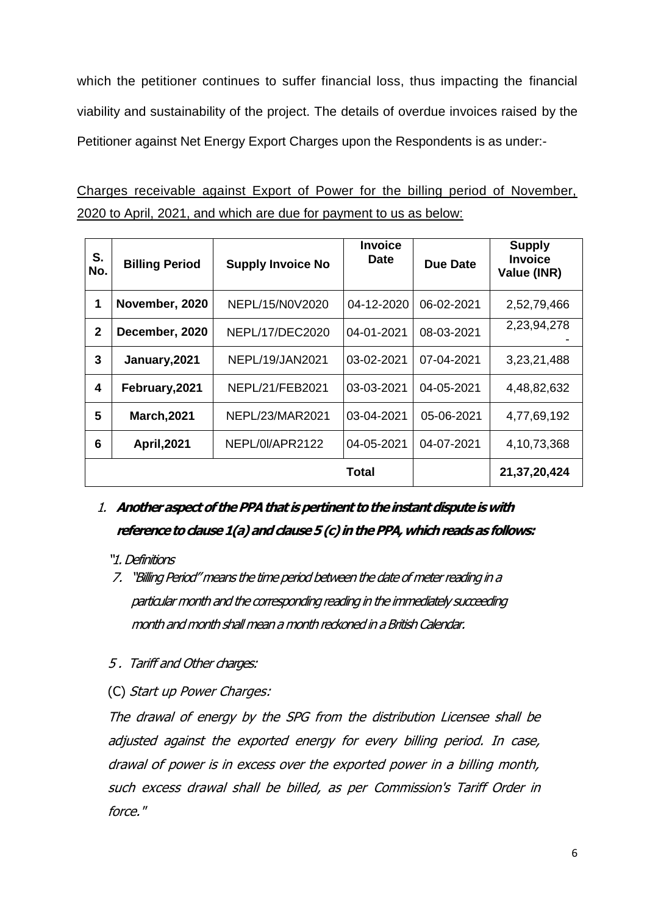which the petitioner continues to suffer financial loss, thus impacting the financial viability and sustainability of the project. The details of overdue invoices raised by the Petitioner against Net Energy Export Charges upon the Respondents is as under:-

Charges receivable against Export of Power for the billing period of November, 2020 to April, 2021, and which are due for payment to us as below:

| S. No. | Billing Period | Supply Invoice No | Invoice Date | Due Date | Supply Invoice Value (INR) |
|---|---|---|---|---|---|
| 1 | November, 2020 | NEPL/15/N0V2020 | 04-12-2020 | 06-02-2021 | 2,52,79,466 |
| 2 | December, 2020 | NEPL/17/DEC2020 | 04-01-2021 | 08-03-2021 | 2,23,94,278 - |
| 3 | January,2021 | NEPL/19/JAN2021 | 03-02-2021 | 07-04-2021 | 3,23,21,488 |
| 4 | February,2021 | NEPL/21/FEB2021 | 03-03-2021 | 04-05-2021 | 4,48,82,632 |
| 5 | March,2021 | NEPL/23/MAR2021 | 03-04-2021 | 05-06-2021 | 4,77,69,192 |
| 6 | April,2021 | NEPL/0l/APR2122 | 04-05-2021 | 04-07-2021 | 4,10,73,368 |
| | | | Total | | 21,37,20,424 |

1. ***Another aspect of the PPA that is pertinent to the instant dispute is with reference to clause 1(a) and clause 5 (c) in the PPA, which reads as follows:***

*"1. Definitions*

*7. "Billing Period" means the time period between the date of meter reading in a particular month and the corresponding reading in the immediately succeeding month and month shall mean a month reckoned in a British Calendar.*

*5. Tariff and Other charges:*

(C) *Start up Power Charges:*

*The drawal of energy by the SPG from the distribution Licensee shall be adjusted against the exported energy for every billing period. In case, drawal of power is in excess over the exported power in a billing month, such excess drawal shall be billed, as per Commission's Tariff Order in force."*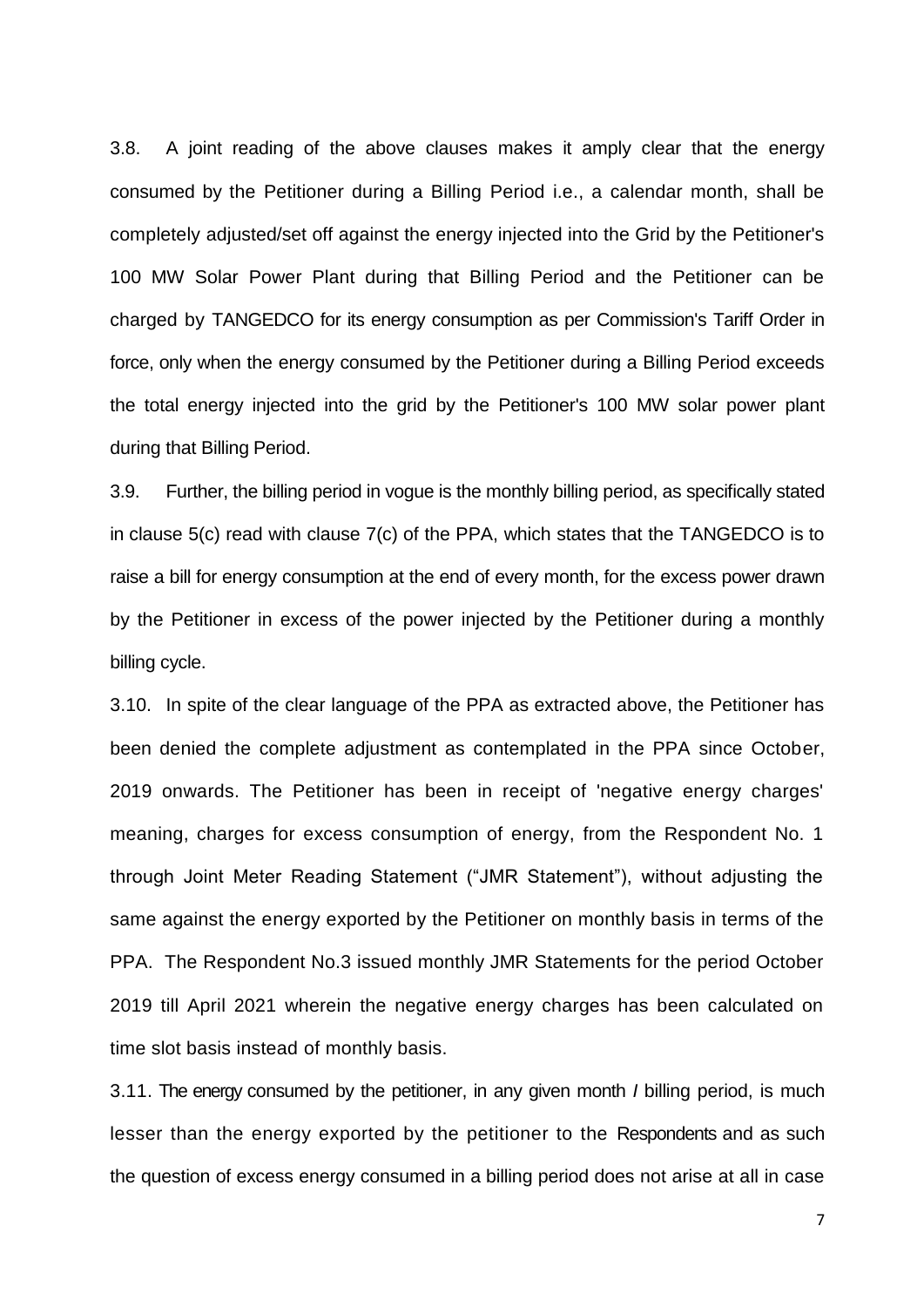3.8. A joint reading of the above clauses makes it amply clear that the energy consumed by the Petitioner during a Billing Period i.e., a calendar month, shall be completely adjusted/set off against the energy injected into the Grid by the Petitioner's 100 MW Solar Power Plant during that Billing Period and the Petitioner can be charged by TANGEDCO for its energy consumption as per Commission's Tariff Order in force, only when the energy consumed by the Petitioner during a Billing Period exceeds the total energy injected into the grid by the Petitioner's 100 MW solar power plant during that Billing Period.

3.9. Further, the billing period in vogue is the monthly billing period, as specifically stated in clause 5(c) read with clause 7(c) of the PPA, which states that the TANGEDCO is to raise a bill for energy consumption at the end of every month, for the excess power drawn by the Petitioner in excess of the power injected by the Petitioner during a monthly billing cycle.

3.10. In spite of the clear language of the PPA as extracted above, the Petitioner has been denied the complete adjustment as contemplated in the PPA since October, 2019 onwards. The Petitioner has been in receipt of 'negative energy charges' meaning, charges for excess consumption of energy, from the Respondent No. 1 through Joint Meter Reading Statement ("JMR Statement"), without adjusting the same against the energy exported by the Petitioner on monthly basis in terms of the PPA. The Respondent No.3 issued monthly JMR Statements for the period October 2019 till April 2021 wherein the negative energy charges has been calculated on time slot basis instead of monthly basis.

3.11. The energy consumed by the petitioner, in any given month / billing period, is much lesser than the energy exported by the petitioner to the Respondents and as such the question of excess energy consumed in a billing period does not arise at all in case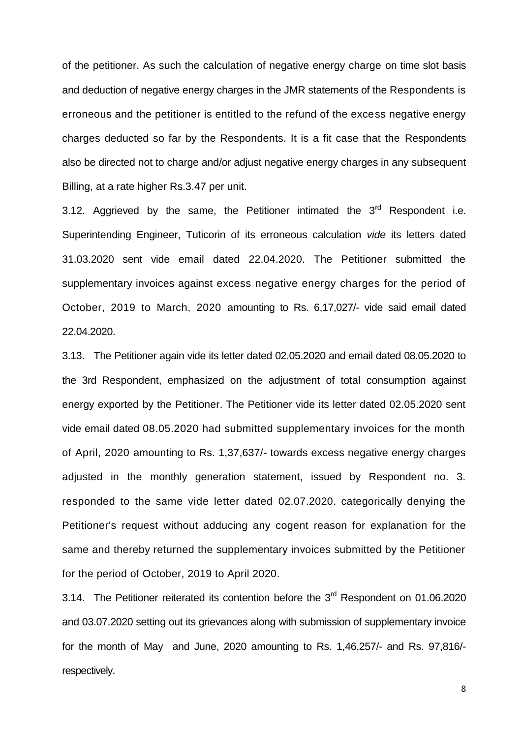of the petitioner. As such the calculation of negative energy charge on time slot basis and deduction of negative energy charges in the JMR statements of the Respondents is erroneous and the petitioner is entitled to the refund of the excess negative energy charges deducted so far by the Respondents. It is a fit case that the Respondents also be directed not to charge and/or adjust negative energy charges in any subsequent Billing, at a rate higher Rs.3.47 per unit.

3.12. Aggrieved by the same, the Petitioner intimated the 3rd Respondent i.e. Superintending Engineer, Tuticorin of its erroneous calculation *vide* its letters dated 31.03.2020 sent vide email dated 22.04.2020. The Petitioner submitted the supplementary invoices against excess negative energy charges for the period of October, 2019 to March, 2020 amounting to Rs. 6,17,027/- vide said email dated 22.04.2020.

3.13. The Petitioner again vide its letter dated 02.05.2020 and email dated 08.05.2020 to the 3rd Respondent, emphasized on the adjustment of total consumption against energy exported by the Petitioner. The Petitioner vide its letter dated 02.05.2020 sent vide email dated 08.05.2020 had submitted supplementary invoices for the month of April, 2020 amounting to Rs. 1,37,637/- towards excess negative energy charges adjusted in the monthly generation statement, issued by Respondent no. 3. responded to the same vide letter dated 02.07.2020. categorically denying the Petitioner's request without adducing any cogent reason for explanation for the same and thereby returned the supplementary invoices submitted by the Petitioner for the period of October, 2019 to April 2020.

3.14. The Petitioner reiterated its contention before the 3rd Respondent on 01.06.2020 and 03.07.2020 setting out its grievances along with submission of supplementary invoice for the month of May and June, 2020 amounting to Rs. 1,46,257/- and Rs. 97,816/- respectively.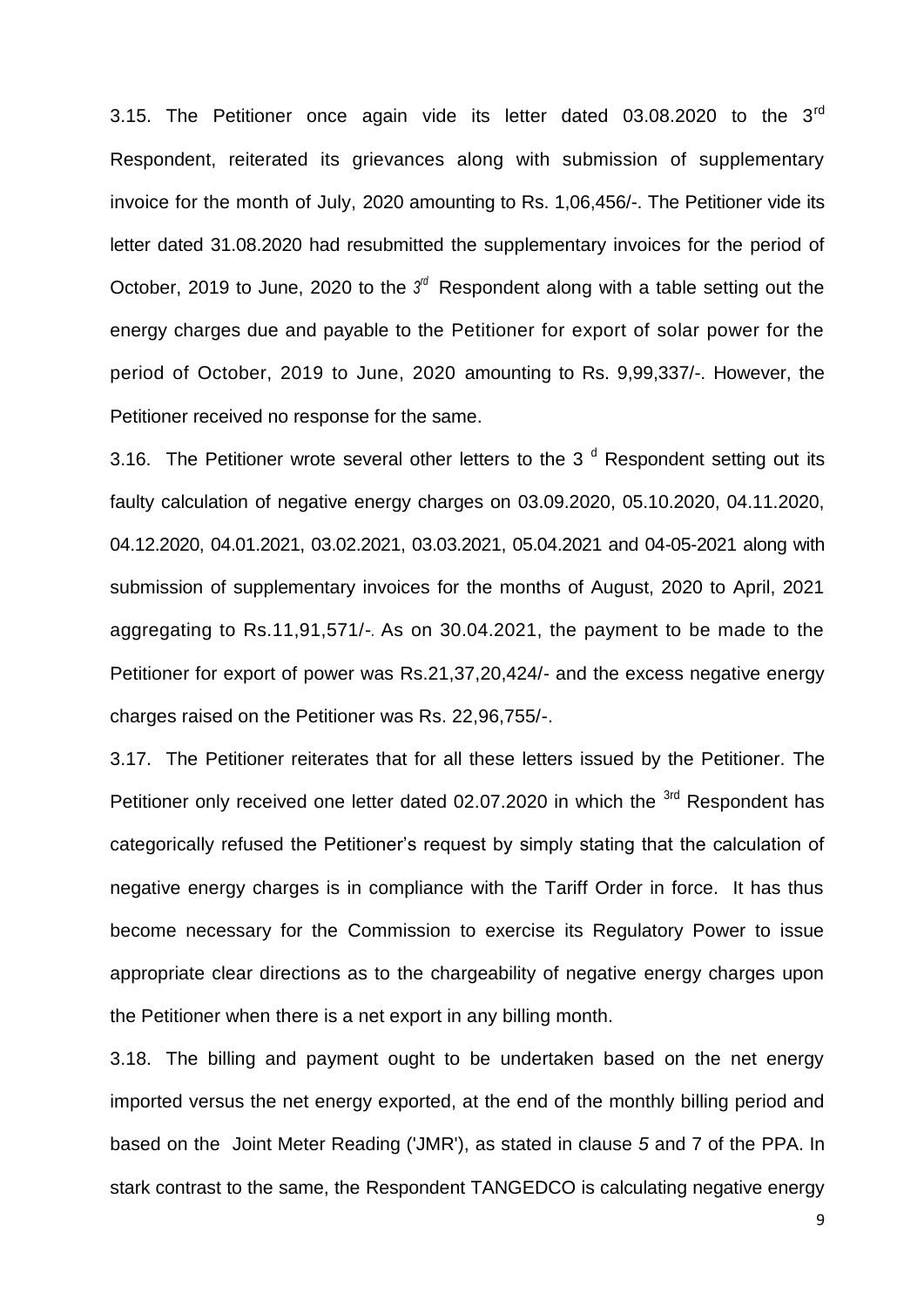3.15. The Petitioner once again vide its letter dated 03.08.2020 to the 3rd Respondent, reiterated its grievances along with submission of supplementary invoice for the month of July, 2020 amounting to Rs. 1,06,456/-. The Petitioner vide its letter dated 31.08.2020 had resubmitted the supplementary invoices for the period of October, 2019 to June, 2020 to the *3rd* Respondent along with a table setting out the energy charges due and payable to the Petitioner for export of solar power for the period of October, 2019 to June, 2020 amounting to Rs. 9,99,337/-. However, the Petitioner received no response for the same.

3.16. The Petitioner wrote several other letters to the 3 d Respondent setting out its faulty calculation of negative energy charges on 03.09.2020, 05.10.2020, 04.11.2020, 04.12.2020, 04.01.2021, 03.02.2021, 03.03.2021, 05.04.2021 and 04-05-2021 along with submission of supplementary invoices for the months of August, 2020 to April, 2021 aggregating to Rs.11,91,571/-. As on 30.04.2021, the payment to be made to the Petitioner for export of power was Rs.21,37,20,424/- and the excess negative energy charges raised on the Petitioner was Rs. 22,96,755/-.

3.17. The Petitioner reiterates that for all these letters issued by the Petitioner. The Petitioner only received one letter dated 02.07.2020 in which the 3rd Respondent has categorically refused the Petitioner's request by simply stating that the calculation of negative energy charges is in compliance with the Tariff Order in force. It has thus become necessary for the Commission to exercise its Regulatory Power to issue appropriate clear directions as to the chargeability of negative energy charges upon the Petitioner when there is a net export in any billing month.

3.18. The billing and payment ought to be undertaken based on the net energy imported versus the net energy exported, at the end of the monthly billing period and based on the Joint Meter Reading ('JMR'), as stated in clause *5* and 7 of the PPA. In stark contrast to the same, the Respondent TANGEDCO is calculating negative energy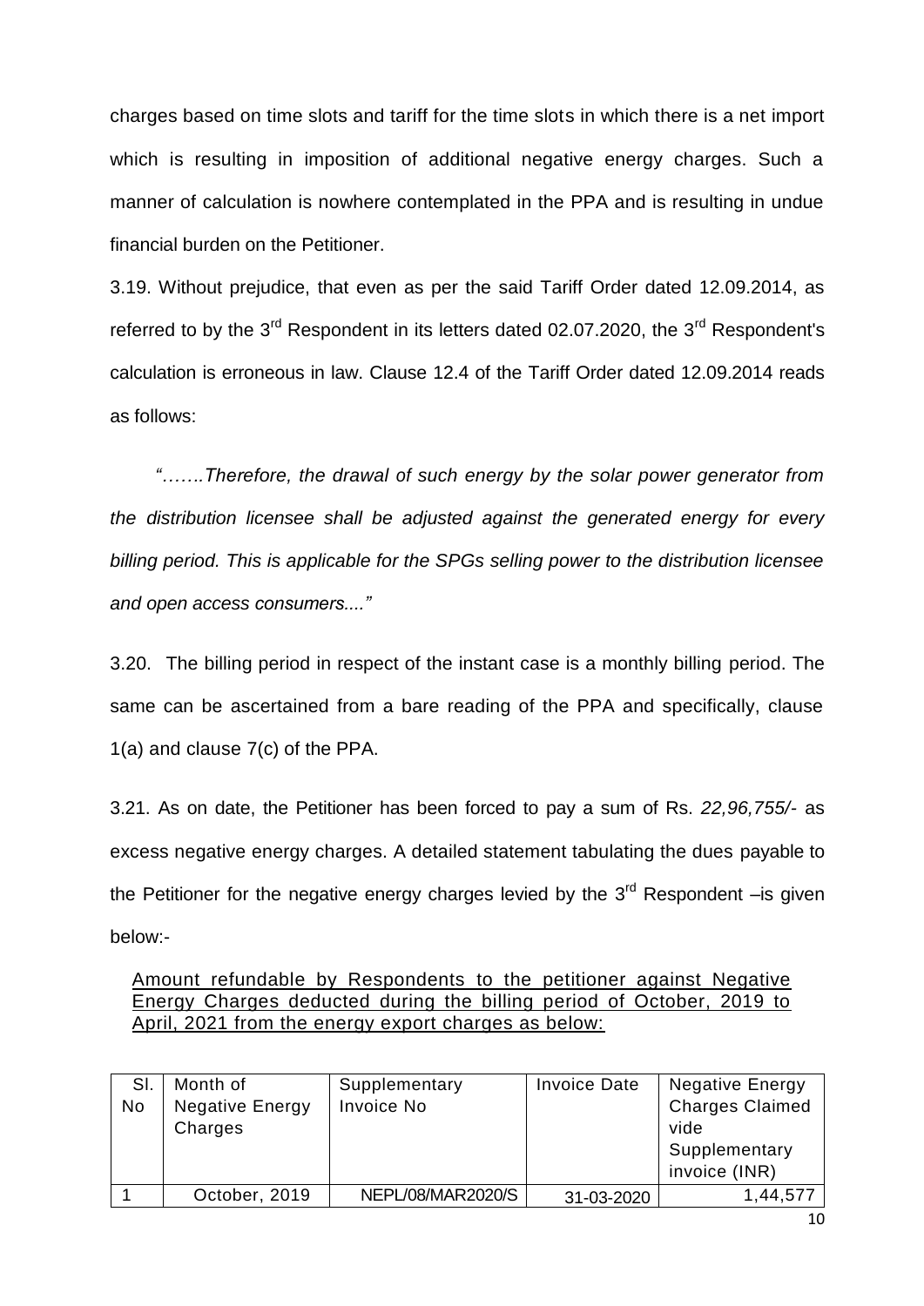charges based on time slots and tariff for the time slots in which there is a net import which is resulting in imposition of additional negative energy charges. Such a manner of calculation is nowhere contemplated in the PPA and is resulting in undue financial burden on the Petitioner.

3.19. Without prejudice, that even as per the said Tariff Order dated 12.09.2014, as referred to by the 3rd Respondent in its letters dated 02.07.2020, the 3rd Respondent's calculation is erroneous in law. Clause 12.4 of the Tariff Order dated 12.09.2014 reads as follows:

*"…….Therefore, the drawal of such energy by the solar power generator from the distribution licensee shall be adjusted against the generated energy for every billing period. This is applicable for the SPGs selling power to the distribution licensee and open access consumers...."*

3.20. The billing period in respect of the instant case is a monthly billing period. The same can be ascertained from a bare reading of the PPA and specifically, clause 1(a) and clause 7(c) of the PPA.

3.21. As on date, the Petitioner has been forced to pay a sum of Rs. *22,96,755/-* as excess negative energy charges. A detailed statement tabulating the dues payable to the Petitioner for the negative energy charges levied by the 3rd Respondent –is given below:-

Amount refundable by Respondents to the petitioner against Negative Energy Charges deducted during the billing period of October, 2019 to April, 2021 from the energy export charges as below:

| Sl. No | Month of Negative Energy Charges | Supplementary Invoice No | Invoice Date | Negative Energy Charges Claimed vide Supplementary invoice (INR) |
|---|---|---|---|---|
| 1 | October, 2019 | NEPL/08/MAR2020/S | 31-03-2020 | 1,44,577 |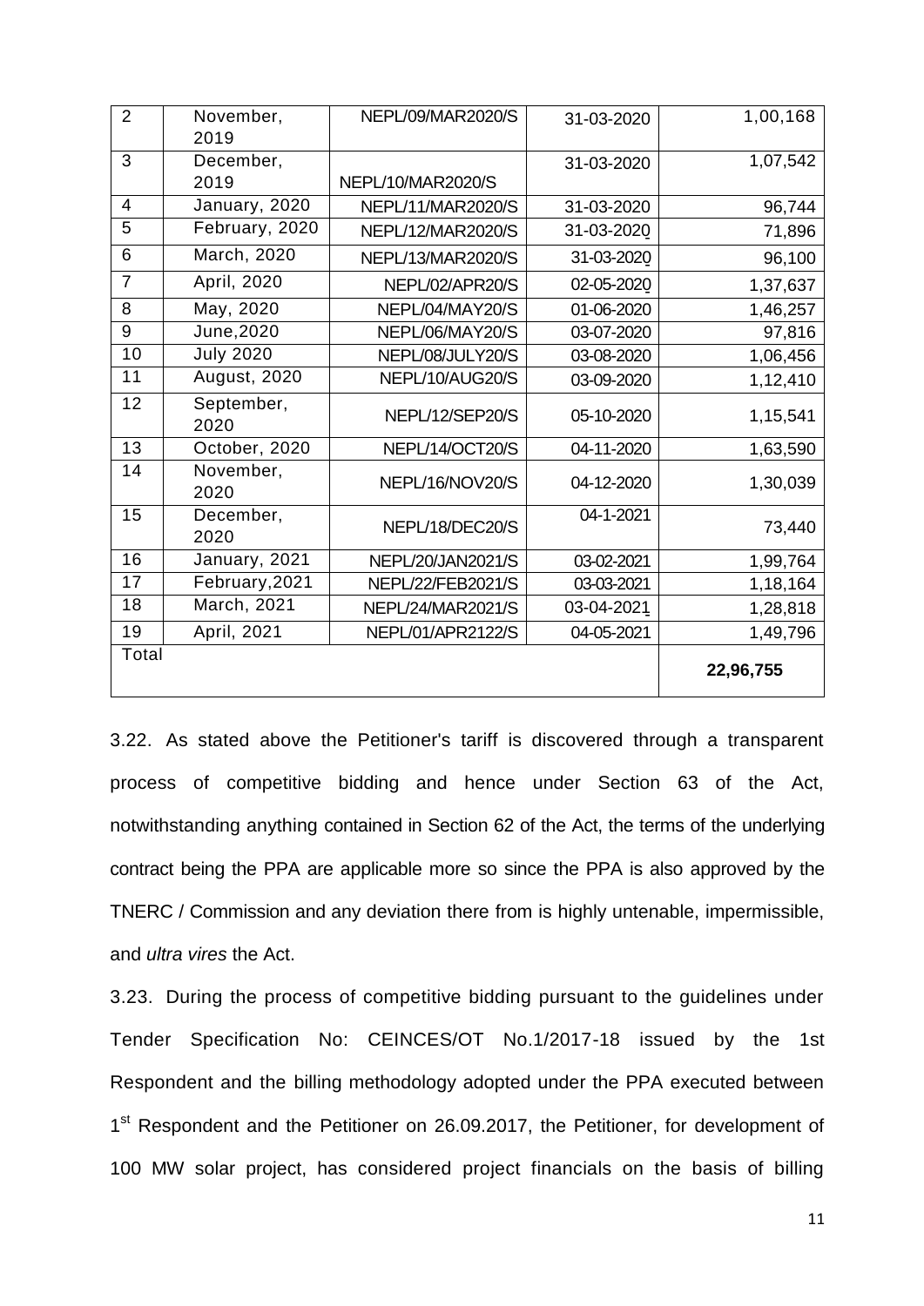| | | | | |
|---|---|---|---|---|
| 2 | November, 2019 | NEPL/09/MAR2020/S | 31-03-2020 | 1,00,168 |
| 3 | December, 2019 | NEPL/10/MAR2020/S | 31-03-2020 | 1,07,542 |
| 4 | January, 2020 | NEPL/11/MAR2020/S | 31-03-2020 | 96,744 |
| 5 | February, 2020 | NEPL/12/MAR2020/S | 31-03-2020 | 71,896 |
| 6 | March, 2020 | NEPL/13/MAR2020/S | 31-03-2020 | 96,100 |
| 7 | April, 2020 | NEPL/02/APR20/S | 02-05-2020 | 1,37,637 |
| 8 | May, 2020 | NEPL/04/MAY20/S | 01-06-2020 | 1,46,257 |
| 9 | June,2020 | NEPL/06/MAY20/S | 03-07-2020 | 97,816 |
| 10 | July 2020 | NEPL/08/JULY20/S | 03-08-2020 | 1,06,456 |
| 11 | August, 2020 | NEPL/10/AUG20/S | 03-09-2020 | 1,12,410 |
| 12 | September, 2020 | NEPL/12/SEP20/S | 05-10-2020 | 1,15,541 |
| 13 | October, 2020 | NEPL/14/OCT20/S | 04-11-2020 | 1,63,590 |
| 14 | November, 2020 | NEPL/16/NOV20/S | 04-12-2020 | 1,30,039 |
| 15 | December, 2020 | NEPL/18/DEC20/S | 04-1-2021 | 73,440 |
| 16 | January, 2021 | NEPL/20/JAN2021/S | 03-02-2021 | 1,99,764 |
| 17 | February,2021 | NEPL/22/FEB2021/S | 03-03-2021 | 1,18,164 |
| 18 | March, 2021 | NEPL/24/MAR2021/S | 03-04-2021 | 1,28,818 |
| 19 | April, 2021 | NEPL/01/APR2122/S | 04-05-2021 | 1,49,796 |
| Total | | | | **22,96,755** |

3.22. As stated above the Petitioner's tariff is discovered through a transparent process of competitive bidding and hence under Section 63 of the Act, notwithstanding anything contained in Section 62 of the Act, the terms of the underlying contract being the PPA are applicable more so since the PPA is also approved by the TNERC / Commission and any deviation there from is highly untenable, impermissible, and *ultra vires* the Act.

3.23. During the process of competitive bidding pursuant to the guidelines under Tender Specification No: CEINCES/OT No.1/2017-18 issued by the 1st Respondent and the billing methodology adopted under the PPA executed between 1st Respondent and the Petitioner on 26.09.2017, the Petitioner, for development of 100 MW solar project, has considered project financials on the basis of billing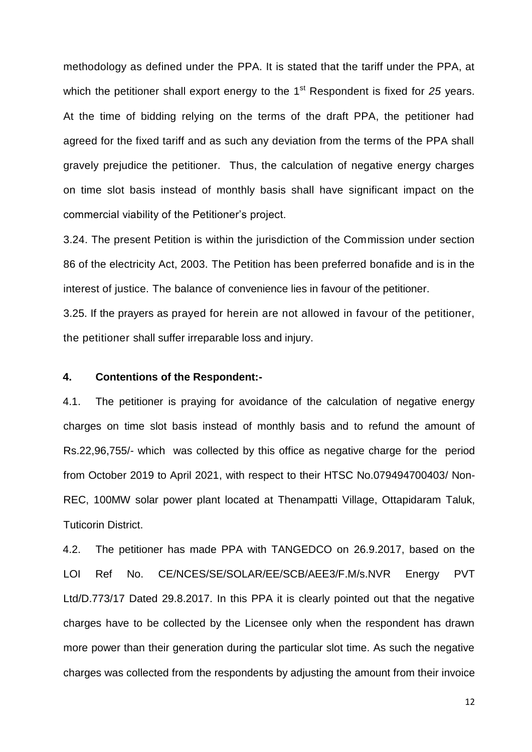methodology as defined under the PPA. It is stated that the tariff under the PPA, at which the petitioner shall export energy to the 1st Respondent is fixed for *25* years. At the time of bidding relying on the terms of the draft PPA, the petitioner had agreed for the fixed tariff and as such any deviation from the terms of the PPA shall gravely prejudice the petitioner. Thus, the calculation of negative energy charges on time slot basis instead of monthly basis shall have significant impact on the commercial viability of the Petitioner's project.

3.24. The present Petition is within the jurisdiction of the Commission under section 86 of the electricity Act, 2003. The Petition has been preferred bonafide and is in the interest of justice. The balance of convenience lies in favour of the petitioner.

3.25. If the prayers as prayed for herein are not allowed in favour of the petitioner, the petitioner shall suffer irreparable loss and injury.

**4. Contentions of the Respondent:-**

4.1. The petitioner is praying for avoidance of the calculation of negative energy charges on time slot basis instead of monthly basis and to refund the amount of Rs.22,96,755/- which was collected by this office as negative charge for the period from October 2019 to April 2021, with respect to their HTSC No.079494700403/ Non-REC, 100MW solar power plant located at Thenampatti Village, Ottapidaram Taluk, Tuticorin District.

4.2. The petitioner has made PPA with TANGEDCO on 26.9.2017, based on the LOI Ref No. CE/NCES/SE/SOLAR/EE/SCB/AEE3/F.M/s.NVR Energy PVT Ltd/D.773/17 Dated 29.8.2017. In this PPA it is clearly pointed out that the negative charges have to be collected by the Licensee only when the respondent has drawn more power than their generation during the particular slot time. As such the negative charges was collected from the respondents by adjusting the amount from their invoice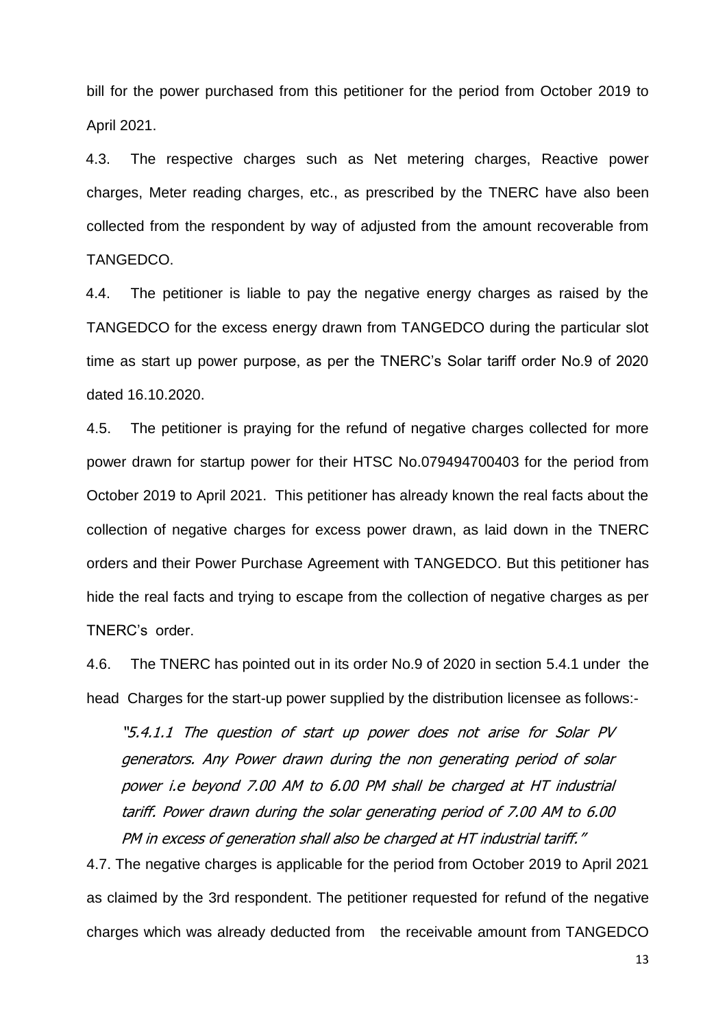bill for the power purchased from this petitioner for the period from October 2019 to April 2021.

4.3. The respective charges such as Net metering charges, Reactive power charges, Meter reading charges, etc., as prescribed by the TNERC have also been collected from the respondent by way of adjusted from the amount recoverable from TANGEDCO.

4.4. The petitioner is liable to pay the negative energy charges as raised by the TANGEDCO for the excess energy drawn from TANGEDCO during the particular slot time as start up power purpose, as per the TNERC's Solar tariff order No.9 of 2020 dated 16.10.2020.

4.5. The petitioner is praying for the refund of negative charges collected for more power drawn for startup power for their HTSC No.079494700403 for the period from October 2019 to April 2021. This petitioner has already known the real facts about the collection of negative charges for excess power drawn, as laid down in the TNERC orders and their Power Purchase Agreement with TANGEDCO. But this petitioner has hide the real facts and trying to escape from the collection of negative charges as per TNERC's order.

4.6. The TNERC has pointed out in its order No.9 of 2020 in section 5.4.1 under the head Charges for the start-up power supplied by the distribution licensee as follows:-

> *"5.4.1.1 The question of start up power does not arise for Solar PV generators. Any Power drawn during the non generating period of solar power i.e beyond 7.00 AM to 6.00 PM shall be charged at HT industrial tariff. Power drawn during the solar generating period of 7.00 AM to 6.00 PM in excess of generation shall also be charged at HT industrial tariff."*

4.7. The negative charges is applicable for the period from October 2019 to April 2021 as claimed by the 3rd respondent. The petitioner requested for refund of the negative charges which was already deducted from the receivable amount from TANGEDCO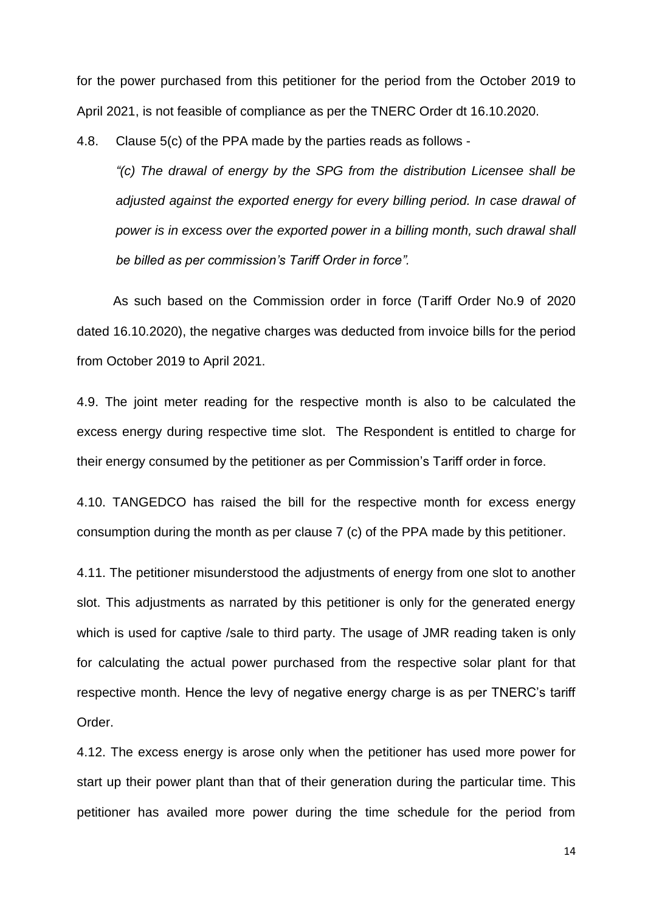for the power purchased from this petitioner for the period from the October 2019 to April 2021, is not feasible of compliance as per the TNERC Order dt 16.10.2020.

4.8. Clause 5(c) of the PPA made by the parties reads as follows -

*"(c) The drawal of energy by the SPG from the distribution Licensee shall be adjusted against the exported energy for every billing period. In case drawal of power is in excess over the exported power in a billing month, such drawal shall be billed as per commission's Tariff Order in force".*

As such based on the Commission order in force (Tariff Order No.9 of 2020 dated 16.10.2020), the negative charges was deducted from invoice bills for the period from October 2019 to April 2021.

4.9. The joint meter reading for the respective month is also to be calculated the excess energy during respective time slot. The Respondent is entitled to charge for their energy consumed by the petitioner as per Commission's Tariff order in force.

4.10. TANGEDCO has raised the bill for the respective month for excess energy consumption during the month as per clause 7 (c) of the PPA made by this petitioner.

4.11. The petitioner misunderstood the adjustments of energy from one slot to another slot. This adjustments as narrated by this petitioner is only for the generated energy which is used for captive /sale to third party. The usage of JMR reading taken is only for calculating the actual power purchased from the respective solar plant for that respective month. Hence the levy of negative energy charge is as per TNERC's tariff Order.

4.12. The excess energy is arose only when the petitioner has used more power for start up their power plant than that of their generation during the particular time. This petitioner has availed more power during the time schedule for the period from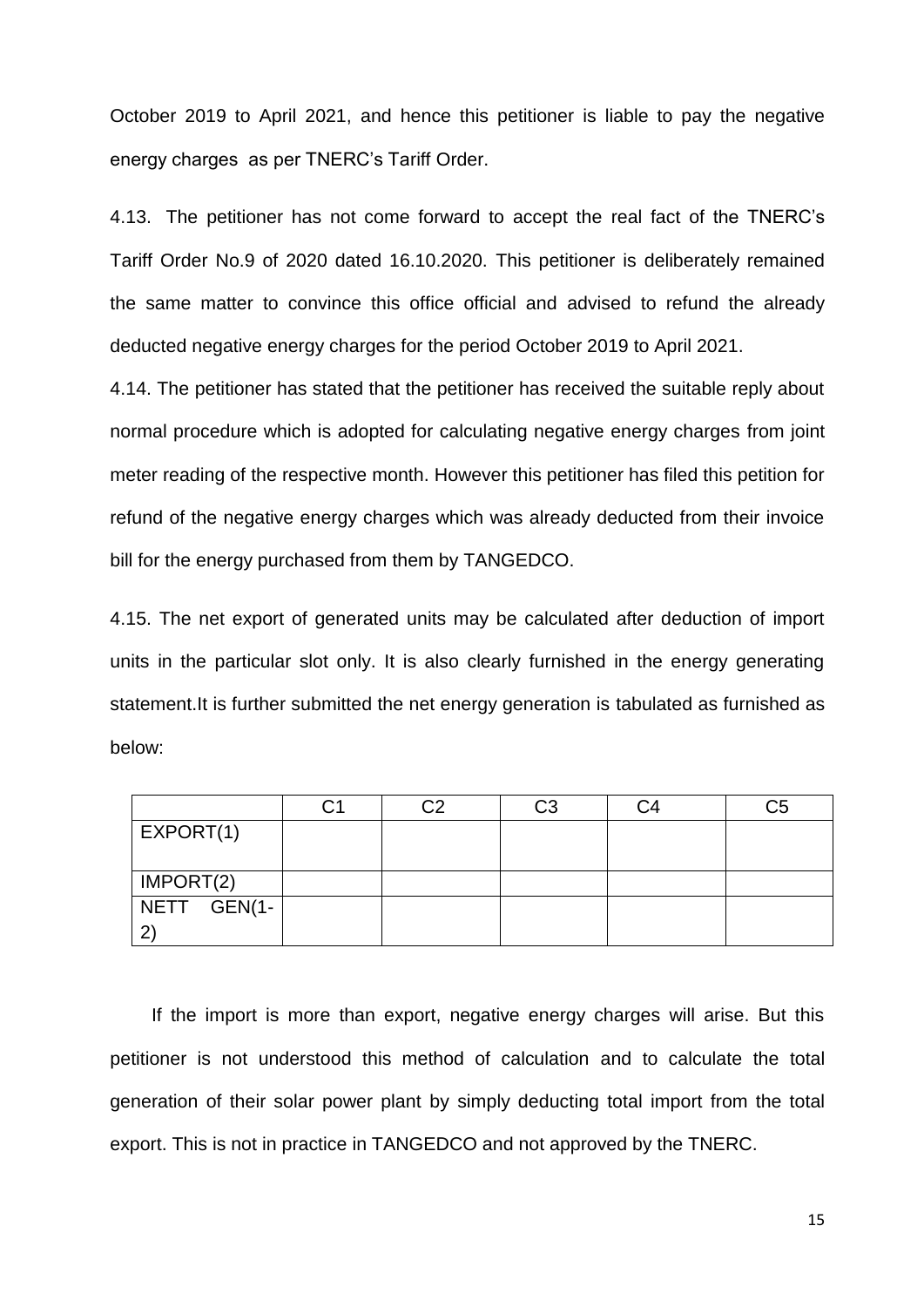October 2019 to April 2021, and hence this petitioner is liable to pay the negative energy charges as per TNERC's Tariff Order.

4.13. The petitioner has not come forward to accept the real fact of the TNERC's Tariff Order No.9 of 2020 dated 16.10.2020. This petitioner is deliberately remained the same matter to convince this office official and advised to refund the already deducted negative energy charges for the period October 2019 to April 2021.

4.14. The petitioner has stated that the petitioner has received the suitable reply about normal procedure which is adopted for calculating negative energy charges from joint meter reading of the respective month. However this petitioner has filed this petition for refund of the negative energy charges which was already deducted from their invoice bill for the energy purchased from them by TANGEDCO.

4.15. The net export of generated units may be calculated after deduction of import units in the particular slot only. It is also clearly furnished in the energy generating statement.It is further submitted the net energy generation is tabulated as furnished as below:

| | C1 | C2 | C3 | C4 | C5 |
|---|---|---|---|---|---|
| EXPORT(1) | | | | | |
| IMPORT(2) | | | | | |
| NETT GEN(1-2) | | | | | |

If the import is more than export, negative energy charges will arise. But this petitioner is not understood this method of calculation and to calculate the total generation of their solar power plant by simply deducting total import from the total export. This is not in practice in TANGEDCO and not approved by the TNERC.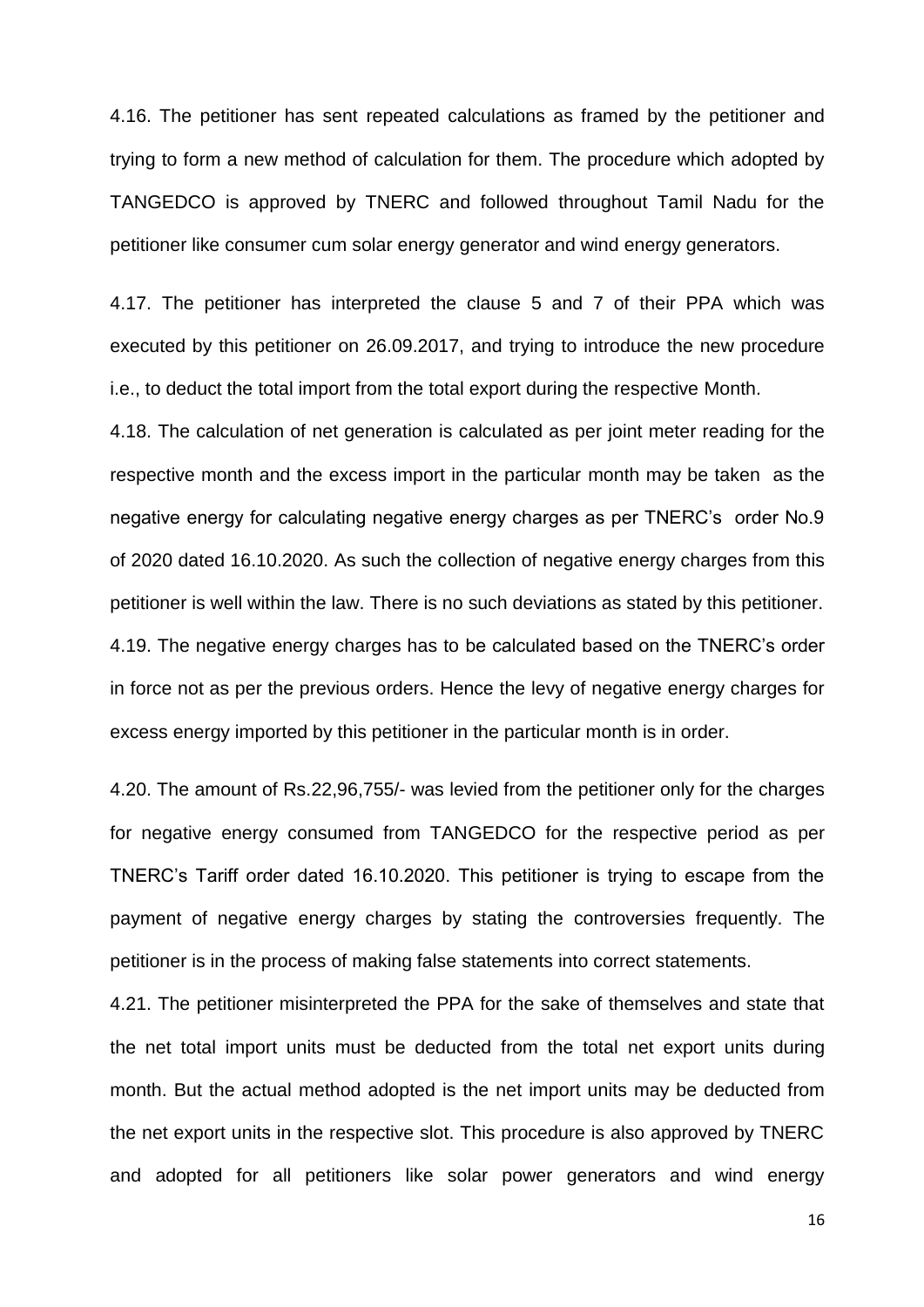4.16. The petitioner has sent repeated calculations as framed by the petitioner and trying to form a new method of calculation for them. The procedure which adopted by TANGEDCO is approved by TNERC and followed throughout Tamil Nadu for the petitioner like consumer cum solar energy generator and wind energy generators.

4.17. The petitioner has interpreted the clause 5 and 7 of their PPA which was executed by this petitioner on 26.09.2017, and trying to introduce the new procedure i.e., to deduct the total import from the total export during the respective Month.

4.18. The calculation of net generation is calculated as per joint meter reading for the respective month and the excess import in the particular month may be taken as the negative energy for calculating negative energy charges as per TNERC's order No.9 of 2020 dated 16.10.2020. As such the collection of negative energy charges from this petitioner is well within the law. There is no such deviations as stated by this petitioner.

4.19. The negative energy charges has to be calculated based on the TNERC's order in force not as per the previous orders. Hence the levy of negative energy charges for excess energy imported by this petitioner in the particular month is in order.

4.20. The amount of Rs.22,96,755/- was levied from the petitioner only for the charges for negative energy consumed from TANGEDCO for the respective period as per TNERC's Tariff order dated 16.10.2020. This petitioner is trying to escape from the payment of negative energy charges by stating the controversies frequently. The petitioner is in the process of making false statements into correct statements.

4.21. The petitioner misinterpreted the PPA for the sake of themselves and state that the net total import units must be deducted from the total net export units during month. But the actual method adopted is the net import units may be deducted from the net export units in the respective slot. This procedure is also approved by TNERC and adopted for all petitioners like solar power generators and wind energy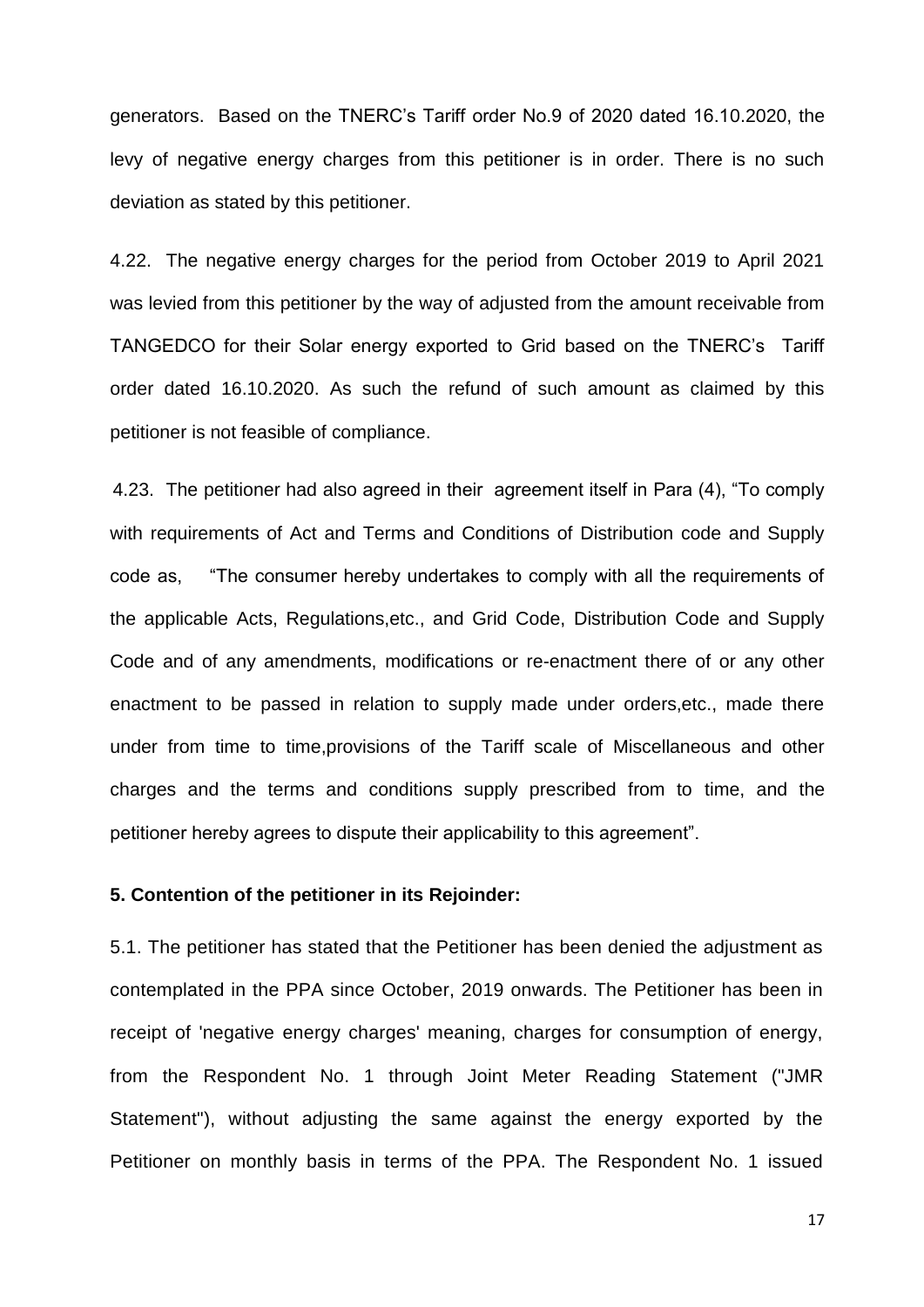generators. Based on the TNERC's Tariff order No.9 of 2020 dated 16.10.2020, the levy of negative energy charges from this petitioner is in order. There is no such deviation as stated by this petitioner.

4.22. The negative energy charges for the period from October 2019 to April 2021 was levied from this petitioner by the way of adjusted from the amount receivable from TANGEDCO for their Solar energy exported to Grid based on the TNERC's Tariff order dated 16.10.2020. As such the refund of such amount as claimed by this petitioner is not feasible of compliance.

4.23. The petitioner had also agreed in their agreement itself in Para (4), "To comply with requirements of Act and Terms and Conditions of Distribution code and Supply code as, "The consumer hereby undertakes to comply with all the requirements of the applicable Acts, Regulations,etc., and Grid Code, Distribution Code and Supply Code and of any amendments, modifications or re-enactment there of or any other enactment to be passed in relation to supply made under orders,etc., made there under from time to time,provisions of the Tariff scale of Miscellaneous and other charges and the terms and conditions supply prescribed from to time, and the petitioner hereby agrees to dispute their applicability to this agreement".

**5. Contention of the petitioner in its Rejoinder:**

5.1. The petitioner has stated that the Petitioner has been denied the adjustment as contemplated in the PPA since October, 2019 onwards. The Petitioner has been in receipt of 'negative energy charges' meaning, charges for consumption of energy, from the Respondent No. 1 through Joint Meter Reading Statement ("JMR Statement"), without adjusting the same against the energy exported by the Petitioner on monthly basis in terms of the PPA. The Respondent No. 1 issued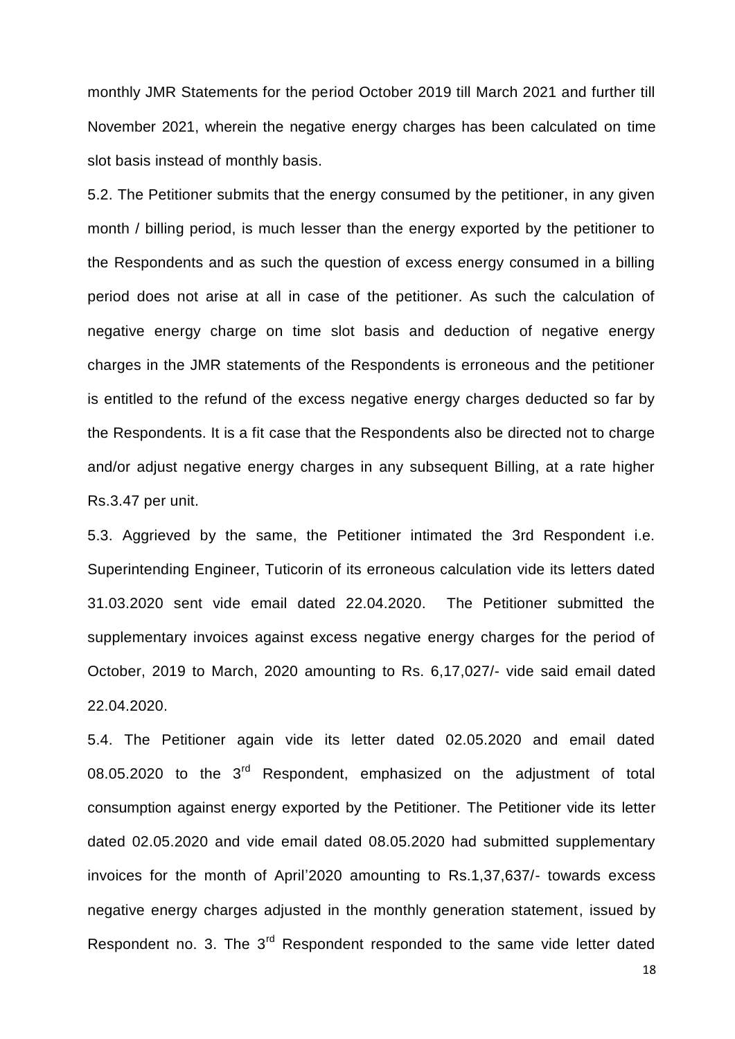monthly JMR Statements for the period October 2019 till March 2021 and further till November 2021, wherein the negative energy charges has been calculated on time slot basis instead of monthly basis.

5.2. The Petitioner submits that the energy consumed by the petitioner, in any given month / billing period, is much lesser than the energy exported by the petitioner to the Respondents and as such the question of excess energy consumed in a billing period does not arise at all in case of the petitioner. As such the calculation of negative energy charge on time slot basis and deduction of negative energy charges in the JMR statements of the Respondents is erroneous and the petitioner is entitled to the refund of the excess negative energy charges deducted so far by the Respondents. It is a fit case that the Respondents also be directed not to charge and/or adjust negative energy charges in any subsequent Billing, at a rate higher Rs.3.47 per unit.

5.3. Aggrieved by the same, the Petitioner intimated the 3rd Respondent i.e. Superintending Engineer, Tuticorin of its erroneous calculation vide its letters dated 31.03.2020 sent vide email dated 22.04.2020. The Petitioner submitted the supplementary invoices against excess negative energy charges for the period of October, 2019 to March, 2020 amounting to Rs. 6,17,027/- vide said email dated 22.04.2020.

5.4. The Petitioner again vide its letter dated 02.05.2020 and email dated 08.05.2020 to the 3rd Respondent, emphasized on the adjustment of total consumption against energy exported by the Petitioner. The Petitioner vide its letter dated 02.05.2020 and vide email dated 08.05.2020 had submitted supplementary invoices for the month of April'2020 amounting to Rs.1,37,637/- towards excess negative energy charges adjusted in the monthly generation statement, issued by Respondent no. 3. The 3rd Respondent responded to the same vide letter dated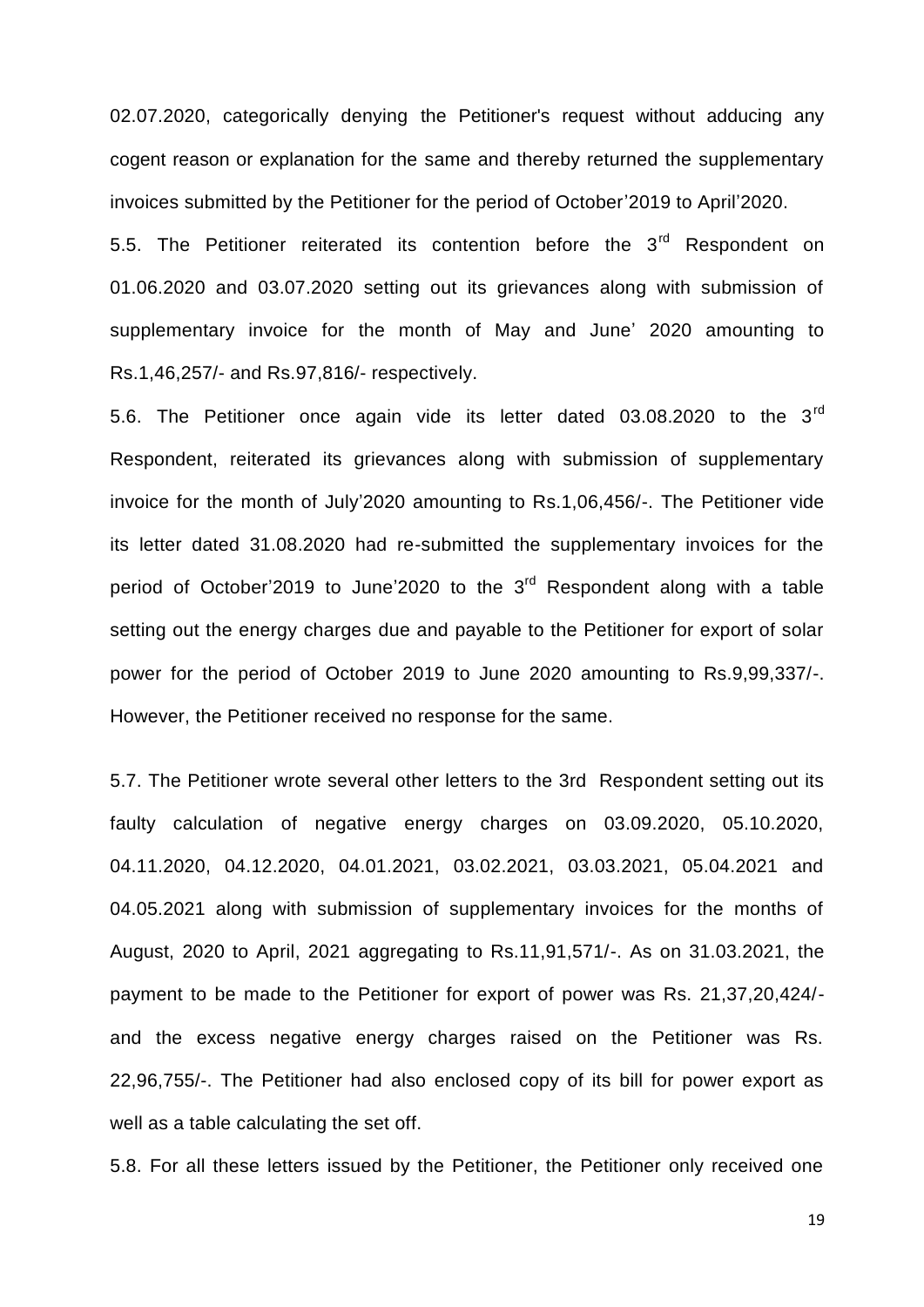02.07.2020, categorically denying the Petitioner's request without adducing any cogent reason or explanation for the same and thereby returned the supplementary invoices submitted by the Petitioner for the period of October'2019 to April'2020.

5.5. The Petitioner reiterated its contention before the 3rd Respondent on 01.06.2020 and 03.07.2020 setting out its grievances along with submission of supplementary invoice for the month of May and June' 2020 amounting to Rs.1,46,257/- and Rs.97,816/- respectively.

5.6. The Petitioner once again vide its letter dated 03.08.2020 to the 3rd Respondent, reiterated its grievances along with submission of supplementary invoice for the month of July'2020 amounting to Rs.1,06,456/-. The Petitioner vide its letter dated 31.08.2020 had re-submitted the supplementary invoices for the period of October'2019 to June'2020 to the 3rd Respondent along with a table setting out the energy charges due and payable to the Petitioner for export of solar power for the period of October 2019 to June 2020 amounting to Rs.9,99,337/-. However, the Petitioner received no response for the same.

5.7. The Petitioner wrote several other letters to the 3rd Respondent setting out its faulty calculation of negative energy charges on 03.09.2020, 05.10.2020, 04.11.2020, 04.12.2020, 04.01.2021, 03.02.2021, 03.03.2021, 05.04.2021 and 04.05.2021 along with submission of supplementary invoices for the months of August, 2020 to April, 2021 aggregating to Rs.11,91,571/-. As on 31.03.2021, the payment to be made to the Petitioner for export of power was Rs. 21,37,20,424/- and the excess negative energy charges raised on the Petitioner was Rs. 22,96,755/-. The Petitioner had also enclosed copy of its bill for power export as well as a table calculating the set off.

5.8. For all these letters issued by the Petitioner, the Petitioner only received one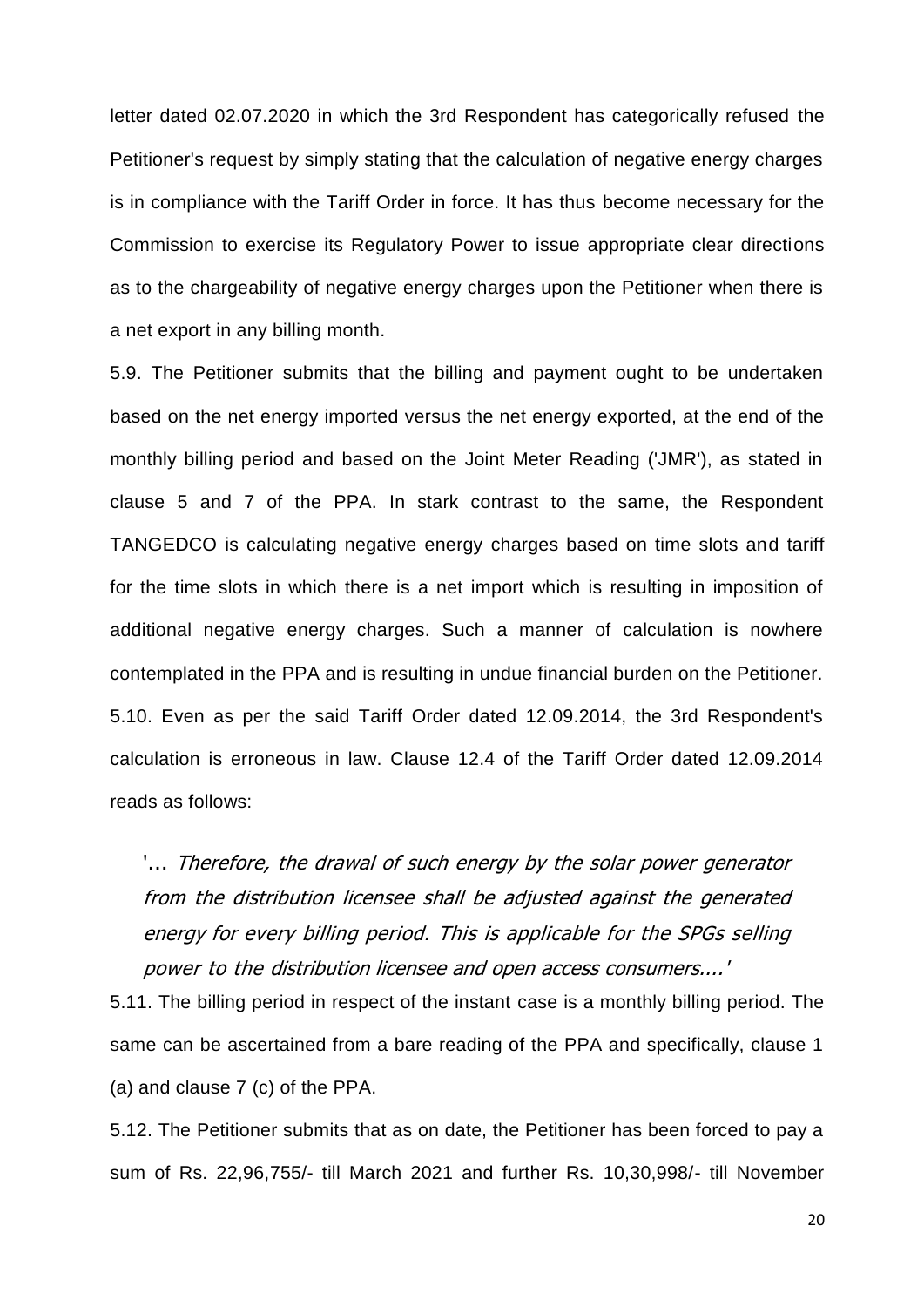letter dated 02.07.2020 in which the 3rd Respondent has categorically refused the Petitioner's request by simply stating that the calculation of negative energy charges is in compliance with the Tariff Order in force. It has thus become necessary for the Commission to exercise its Regulatory Power to issue appropriate clear directions as to the chargeability of negative energy charges upon the Petitioner when there is a net export in any billing month.

5.9. The Petitioner submits that the billing and payment ought to be undertaken based on the net energy imported versus the net energy exported, at the end of the monthly billing period and based on the Joint Meter Reading ('JMR'), as stated in clause 5 and 7 of the PPA. In stark contrast to the same, the Respondent TANGEDCO is calculating negative energy charges based on time slots and tariff for the time slots in which there is a net import which is resulting in imposition of additional negative energy charges. Such a manner of calculation is nowhere contemplated in the PPA and is resulting in undue financial burden on the Petitioner.

5.10. Even as per the said Tariff Order dated 12.09.2014, the 3rd Respondent's calculation is erroneous in law. Clause 12.4 of the Tariff Order dated 12.09.2014 reads as follows:

> '... *Therefore, the drawal of such energy by the solar power generator from the distribution licensee shall be adjusted against the generated energy for every billing period. This is applicable for the SPGs selling power to the distribution licensee and open access consumers....'*

5.11. The billing period in respect of the instant case is a monthly billing period. The same can be ascertained from a bare reading of the PPA and specifically, clause 1 (a) and clause 7 (c) of the PPA.

5.12. The Petitioner submits that as on date, the Petitioner has been forced to pay a sum of Rs. 22,96,755/- till March 2021 and further Rs. 10,30,998/- till November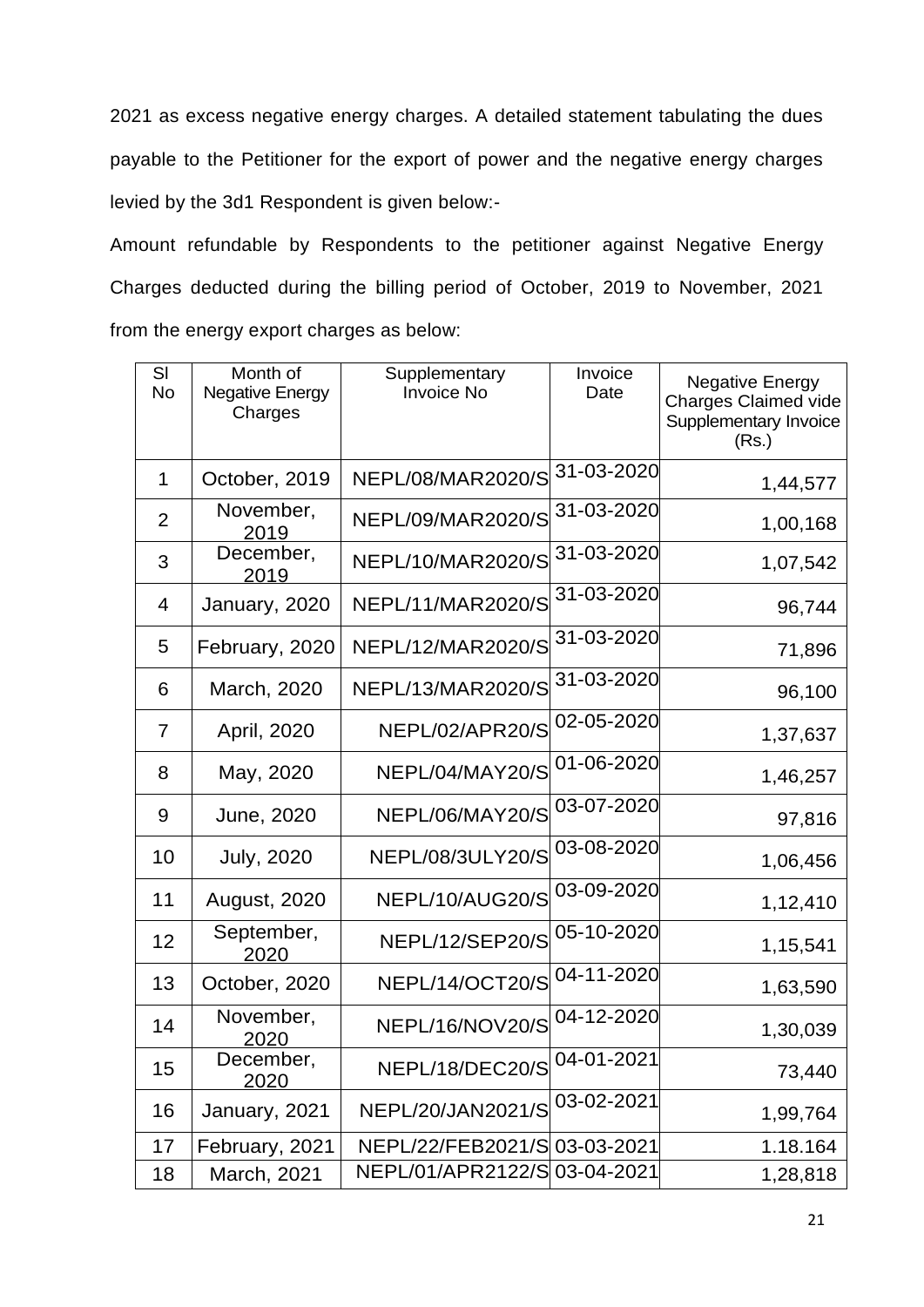2021 as excess negative energy charges. A detailed statement tabulating the dues payable to the Petitioner for the export of power and the negative energy charges levied by the 3d1 Respondent is given below:-

Amount refundable by Respondents to the petitioner against Negative Energy Charges deducted during the billing period of October, 2019 to November, 2021 from the energy export charges as below:

| Sl No | Month of Negative Energy Charges | Supplementary Invoice No | Invoice Date | Negative Energy Charges Claimed vide Supplementary Invoice (Rs.) |
|---|---|---|---|---|
| 1 | October, 2019 | NEPL/08/MAR2020/S | 31-03-2020 | 1,44,577 |
| 2 | November, 2019 | NEPL/09/MAR2020/S | 31-03-2020 | 1,00,168 |
| 3 | December, 2019 | NEPL/10/MAR2020/S | 31-03-2020 | 1,07,542 |
| 4 | January, 2020 | NEPL/11/MAR2020/S | 31-03-2020 | 96,744 |
| 5 | February, 2020 | NEPL/12/MAR2020/S | 31-03-2020 | 71,896 |
| 6 | March, 2020 | NEPL/13/MAR2020/S | 31-03-2020 | 96,100 |
| 7 | April, 2020 | NEPL/02/APR20/S | 02-05-2020 | 1,37,637 |
| 8 | May, 2020 | NEPL/04/MAY20/S | 01-06-2020 | 1,46,257 |
| 9 | June, 2020 | NEPL/06/MAY20/S | 03-07-2020 | 97,816 |
| 10 | July, 2020 | NEPL/08/3ULY20/S | 03-08-2020 | 1,06,456 |
| 11 | August, 2020 | NEPL/10/AUG20/S | 03-09-2020 | 1,12,410 |
| 12 | September, 2020 | NEPL/12/SEP20/S | 05-10-2020 | 1,15,541 |
| 13 | October, 2020 | NEPL/14/OCT20/S | 04-11-2020 | 1,63,590 |
| 14 | November, 2020 | NEPL/16/NOV20/S | 04-12-2020 | 1,30,039 |
| 15 | December, 2020 | NEPL/18/DEC20/S | 04-01-2021 | 73,440 |
| 16 | January, 2021 | NEPL/20/JAN2021/S | 03-02-2021 | 1,99,764 |
| 17 | February, 2021 | NEPL/22/FEB2021/S | 03-03-2021 | 1.18.164 |
| 18 | March, 2021 | NEPL/01/APR2122/S | 03-04-2021 | 1,28,818 |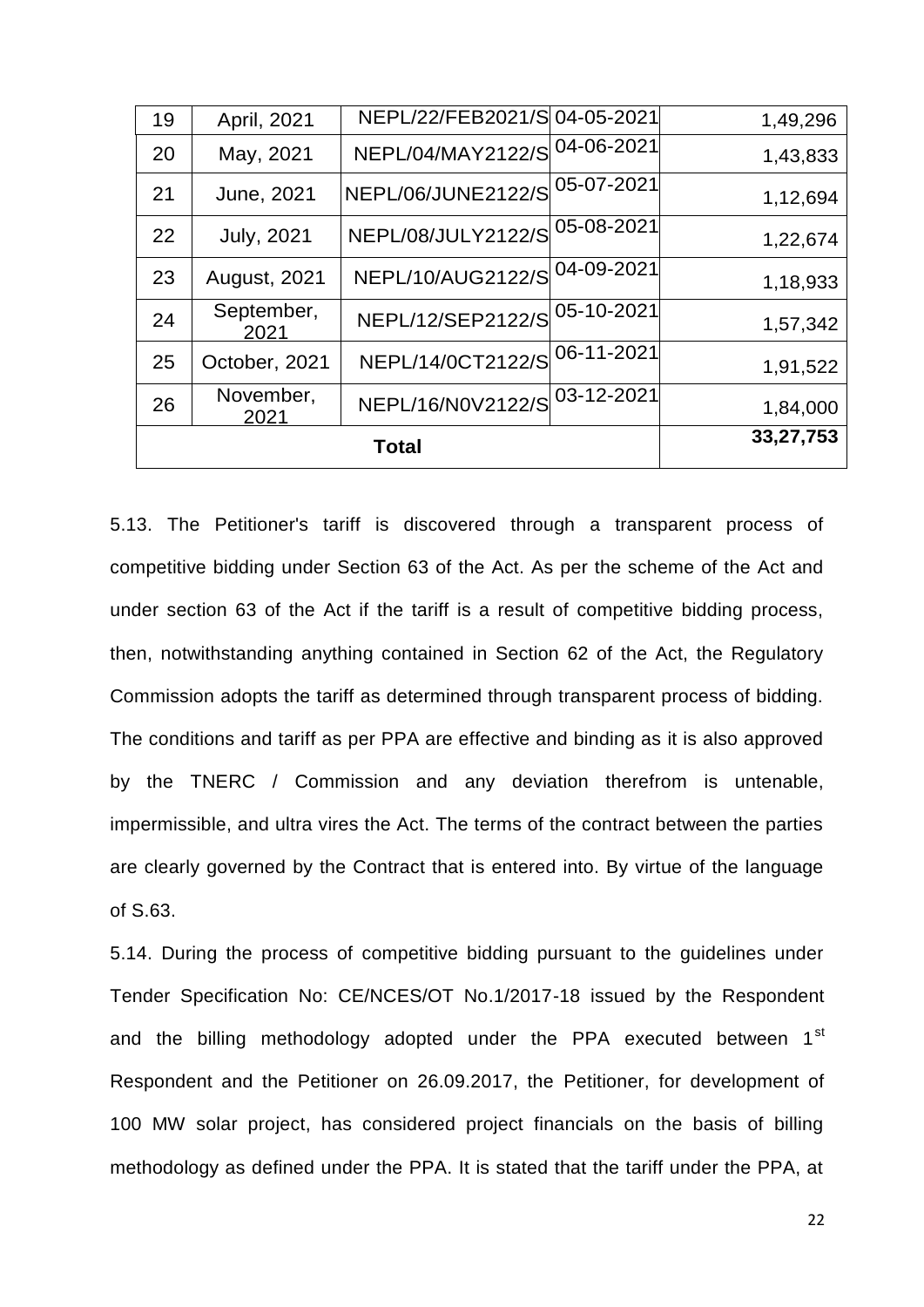| | | | | |
|---|---|---|---|---|
| 19 | April, 2021 | NEPL/22/FEB2021/S | 04-05-2021 | 1,49,296 |
| 20 | May, 2021 | NEPL/04/MAY2122/S | 04-06-2021 | 1,43,833 |
| 21 | June, 2021 | NEPL/06/JUNE2122/S | 05-07-2021 | 1,12,694 |
| 22 | July, 2021 | NEPL/08/JULY2122/S | 05-08-2021 | 1,22,674 |
| 23 | August, 2021 | NEPL/10/AUG2122/S | 04-09-2021 | 1,18,933 |
| 24 | September, 2021 | NEPL/12/SEP2122/S | 05-10-2021 | 1,57,342 |
| 25 | October, 2021 | NEPL/14/0CT2122/S | 06-11-2021 | 1,91,522 |
| 26 | November, 2021 | NEPL/16/N0V2122/S | 03-12-2021 | 1,84,000 |
| **Total** | | | | **33,27,753** |

5.13. The Petitioner's tariff is discovered through a transparent process of competitive bidding under Section 63 of the Act. As per the scheme of the Act and under section 63 of the Act if the tariff is a result of competitive bidding process, then, notwithstanding anything contained in Section 62 of the Act, the Regulatory Commission adopts the tariff as determined through transparent process of bidding. The conditions and tariff as per PPA are effective and binding as it is also approved by the TNERC / Commission and any deviation therefrom is untenable, impermissible, and ultra vires the Act. The terms of the contract between the parties are clearly governed by the Contract that is entered into. By virtue of the language of S.63.

5.14. During the process of competitive bidding pursuant to the guidelines under Tender Specification No: CE/NCES/OT No.1/2017-18 issued by the Respondent and the billing methodology adopted under the PPA executed between 1st Respondent and the Petitioner on 26.09.2017, the Petitioner, for development of 100 MW solar project, has considered project financials on the basis of billing methodology as defined under the PPA. It is stated that the tariff under the PPA, at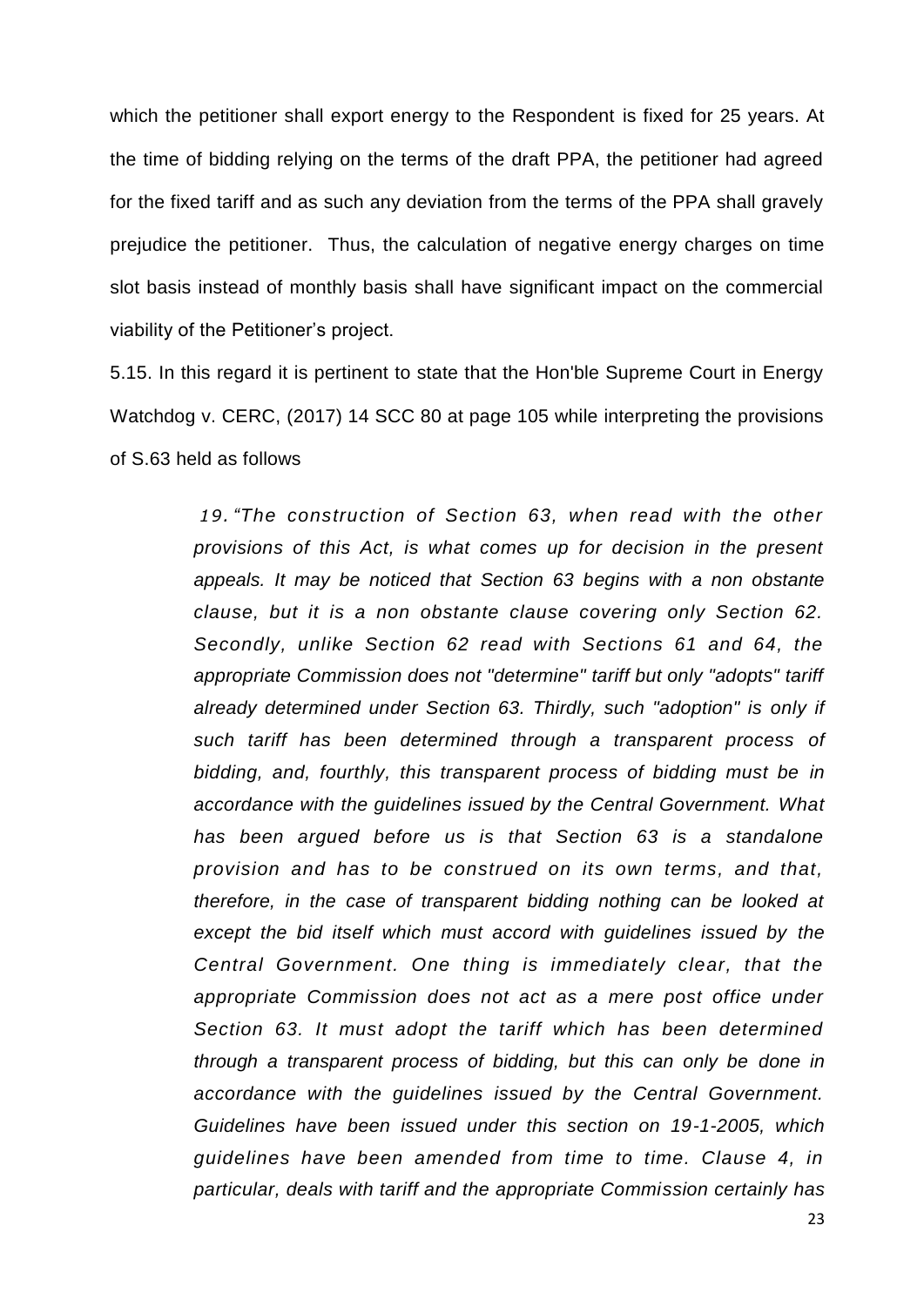which the petitioner shall export energy to the Respondent is fixed for 25 years. At the time of bidding relying on the terms of the draft PPA, the petitioner had agreed for the fixed tariff and as such any deviation from the terms of the PPA shall gravely prejudice the petitioner. Thus, the calculation of negative energy charges on time slot basis instead of monthly basis shall have significant impact on the commercial viability of the Petitioner's project.

5.15. In this regard it is pertinent to state that the Hon'ble Supreme Court in Energy Watchdog v. CERC, (2017) 14 SCC 80 at page 105 while interpreting the provisions of S.63 held as follows

> *19. "The construction of Section 63, when read with the other provisions of this Act, is what comes up for decision in the present appeals. It may be noticed that Section 63 begins with a non obstante clause, but it is a non obstante clause covering only Section 62. Secondly, unlike Section 62 read with Sections 61 and 64, the appropriate Commission does not "determine" tariff but only "adopts" tariff already determined under Section 63. Thirdly, such "adoption" is only if such tariff has been determined through a transparent process of bidding, and, fourthly, this transparent process of bidding must be in accordance with the guidelines issued by the Central Government. What has been argued before us is that Section 63 is a standalone provision and has to be construed on its own terms, and that, therefore, in the case of transparent bidding nothing can be looked at except the bid itself which must accord with guidelines issued by the Central Government. One thing is immediately clear, that the appropriate Commission does not act as a mere post office under Section 63. It must adopt the tariff which has been determined through a transparent process of bidding, but this can only be done in accordance with the guidelines issued by the Central Government. Guidelines have been issued under this section on 19-1-2005, which guidelines have been amended from time to time. Clause 4, in particular, deals with tariff and the appropriate Commission certainly has*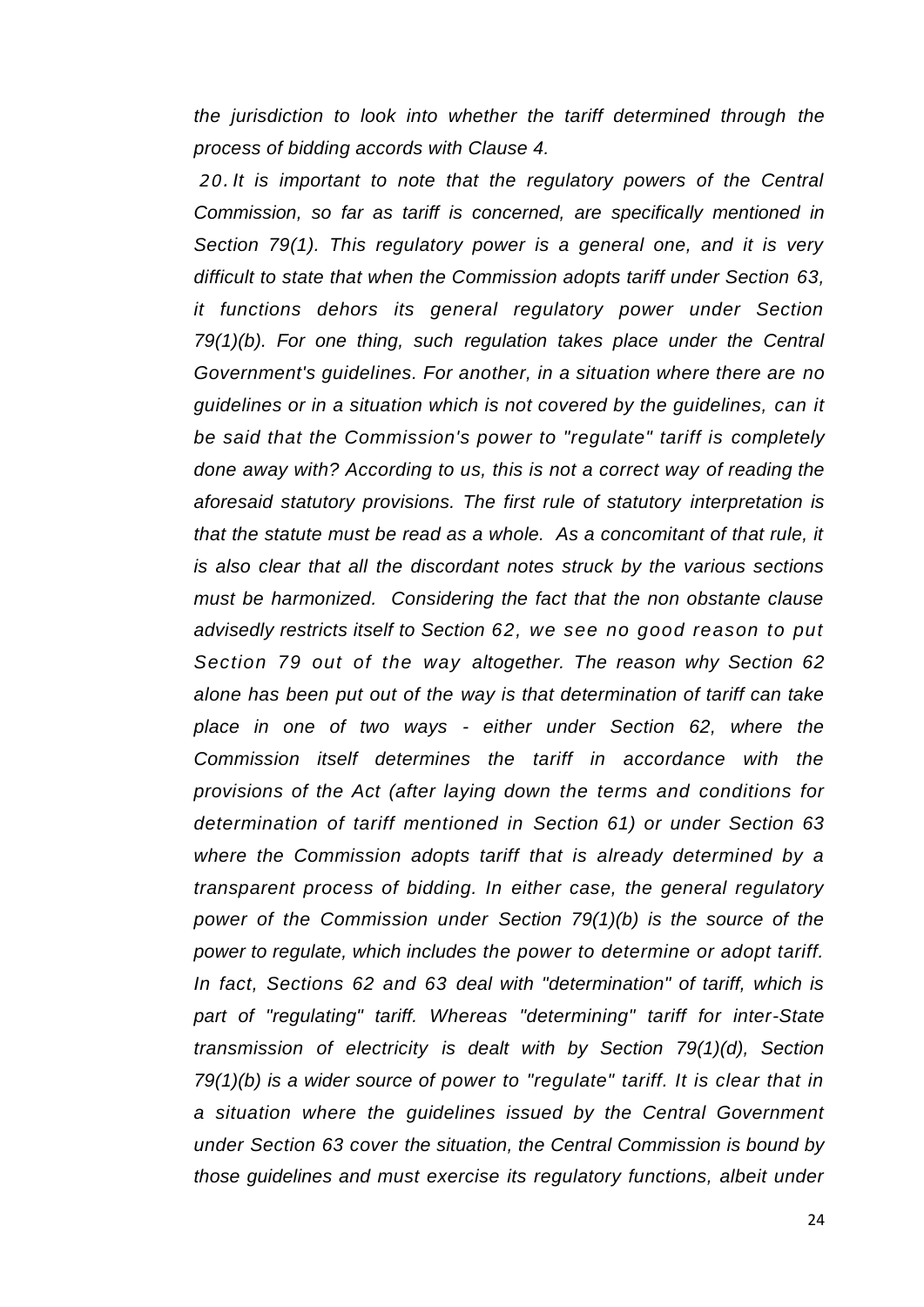*the jurisdiction to look into whether the tariff determined through the process of bidding accords with Clause 4.*

*20. It is important to note that the regulatory powers of the Central Commission, so far as tariff is concerned, are specifically mentioned in Section 79(1). This regulatory power is a general one, and it is very difficult to state that when the Commission adopts tariff under Section 63, it functions dehors its general regulatory power under Section 79(1)(b). For one thing, such regulation takes place under the Central Government's guidelines. For another, in a situation where there are no guidelines or in a situation which is not covered by the guidelines, can it be said that the Commission's power to "regulate" tariff is completely done away with? According to us, this is not a correct way of reading the aforesaid statutory provisions. The first rule of statutory interpretation is that the statute must be read as a whole. As a concomitant of that rule, it is also clear that all the discordant notes struck by the various sections must be harmonized. Considering the fact that the non obstante clause advisedly restricts itself to Section 62, we see no good reason to put Section 79 out of the way altogether. The reason why Section 62 alone has been put out of the way is that determination of tariff can take place in one of two ways - either under Section 62, where the Commission itself determines the tariff in accordance with the provisions of the Act (after laying down the terms and conditions for determination of tariff mentioned in Section 61) or under Section 63 where the Commission adopts tariff that is already determined by a transparent process of bidding. In either case, the general regulatory power of the Commission under Section 79(1)(b) is the source of the power to regulate, which includes the power to determine or adopt tariff. In fact, Sections 62 and 63 deal with "determination" of tariff, which is part of "regulating" tariff. Whereas "determining" tariff for inter-State transmission of electricity is dealt with by Section 79(1)(d), Section 79(1)(b) is a wider source of power to "regulate" tariff. It is clear that in a situation where the guidelines issued by the Central Government under Section 63 cover the situation, the Central Commission is bound by those guidelines and must exercise its regulatory functions, albeit under*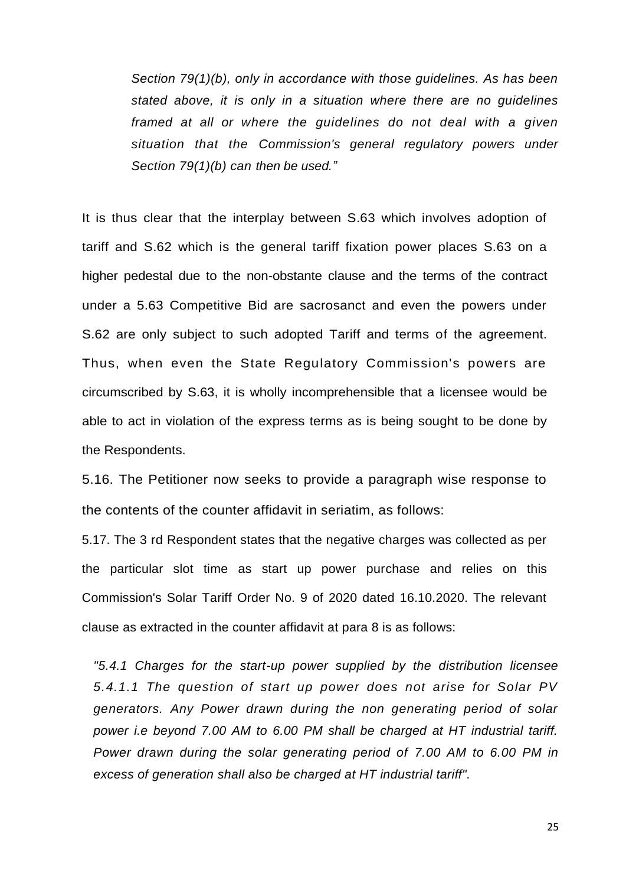*Section 79(1)(b), only in accordance with those guidelines. As has been stated above, it is only in a situation where there are no guidelines framed at all or where the guidelines do not deal with a given situation that the Commission's general regulatory powers under Section 79(1)(b) can then be used."*

It is thus clear that the interplay between S.63 which involves adoption of tariff and S.62 which is the general tariff fixation power places S.63 on a higher pedestal due to the non-obstante clause and the terms of the contract under a 5.63 Competitive Bid are sacrosanct and even the powers under S.62 are only subject to such adopted Tariff and terms of the agreement. Thus, when even the State Regulatory Commission's powers are circumscribed by S.63, it is wholly incomprehensible that a licensee would be able to act in violation of the express terms as is being sought to be done by the Respondents.

5.16. The Petitioner now seeks to provide a paragraph wise response to the contents of the counter affidavit in seriatim, as follows:

5.17. The 3 rd Respondent states that the negative charges was collected as per the particular slot time as start up power purchase and relies on this Commission's Solar Tariff Order No. 9 of 2020 dated 16.10.2020. The relevant clause as extracted in the counter affidavit at para 8 is as follows:

*"5.4.1 Charges for the start-up power supplied by the distribution licensee 5.4.1.1 The question of start up power does not arise for Solar PV generators. Any Power drawn during the non generating period of solar power i.e beyond 7.00 AM to 6.00 PM shall be charged at HT industrial tariff. Power drawn during the solar generating period of 7.00 AM to 6.00 PM in excess of generation shall also be charged at HT industrial tariff".*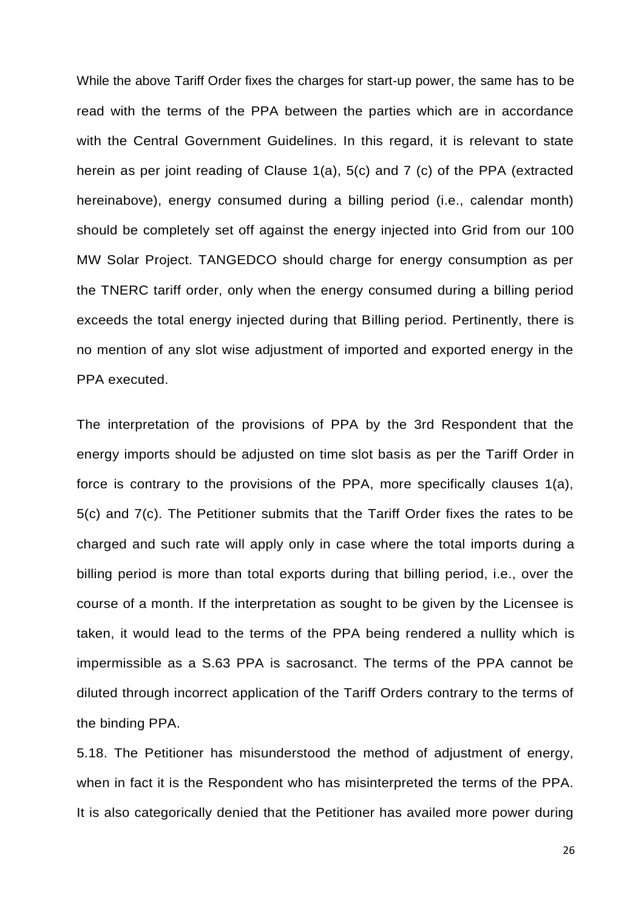While the above Tariff Order fixes the charges for start-up power, the same has to be read with the terms of the PPA between the parties which are in accordance with the Central Government Guidelines. In this regard, it is relevant to state herein as per joint reading of Clause 1(a), 5(c) and 7 (c) of the PPA (extracted hereinabove), energy consumed during a billing period (i.e., calendar month) should be completely set off against the energy injected into Grid from our 100 MW Solar Project. TANGEDCO should charge for energy consumption as per the TNERC tariff order, only when the energy consumed during a billing period exceeds the total energy injected during that Billing period. Pertinently, there is no mention of any slot wise adjustment of imported and exported energy in the PPA executed.

The interpretation of the provisions of PPA by the 3rd Respondent that the energy imports should be adjusted on time slot basis as per the Tariff Order in force is contrary to the provisions of the PPA, more specifically clauses 1(a), 5(c) and 7(c). The Petitioner submits that the Tariff Order fixes the rates to be charged and such rate will apply only in case where the total imports during a billing period is more than total exports during that billing period, i.e., over the course of a month. If the interpretation as sought to be given by the Licensee is taken, it would lead to the terms of the PPA being rendered a nullity which is impermissible as a S.63 PPA is sacrosanct. The terms of the PPA cannot be diluted through incorrect application of the Tariff Orders contrary to the terms of the binding PPA.

5.18. The Petitioner has misunderstood the method of adjustment of energy, when in fact it is the Respondent who has misinterpreted the terms of the PPA. It is also categorically denied that the Petitioner has availed more power during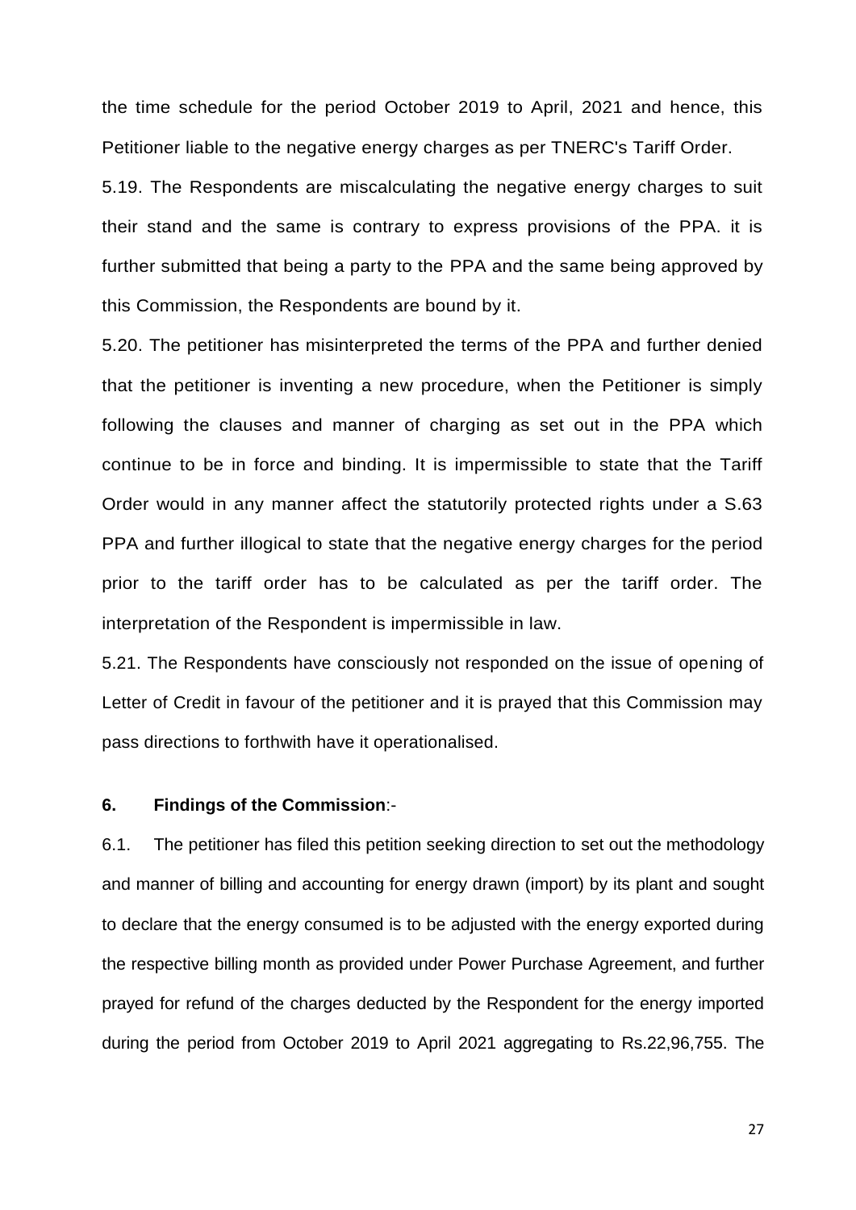the time schedule for the period October 2019 to April, 2021 and hence, this Petitioner liable to the negative energy charges as per TNERC's Tariff Order.

5.19. The Respondents are miscalculating the negative energy charges to suit their stand and the same is contrary to express provisions of the PPA. it is further submitted that being a party to the PPA and the same being approved by this Commission, the Respondents are bound by it.

5.20. The petitioner has misinterpreted the terms of the PPA and further denied that the petitioner is inventing a new procedure, when the Petitioner is simply following the clauses and manner of charging as set out in the PPA which continue to be in force and binding. It is impermissible to state that the Tariff Order would in any manner affect the statutorily protected rights under a S.63 PPA and further illogical to state that the negative energy charges for the period prior to the tariff order has to be calculated as per the tariff order. The interpretation of the Respondent is impermissible in law.

5.21. The Respondents have consciously not responded on the issue of opening of Letter of Credit in favour of the petitioner and it is prayed that this Commission may pass directions to forthwith have it operationalised.

**6. Findings of the Commission**:-

6.1. The petitioner has filed this petition seeking direction to set out the methodology and manner of billing and accounting for energy drawn (import) by its plant and sought to declare that the energy consumed is to be adjusted with the energy exported during the respective billing month as provided under Power Purchase Agreement, and further prayed for refund of the charges deducted by the Respondent for the energy imported during the period from October 2019 to April 2021 aggregating to Rs.22,96,755. The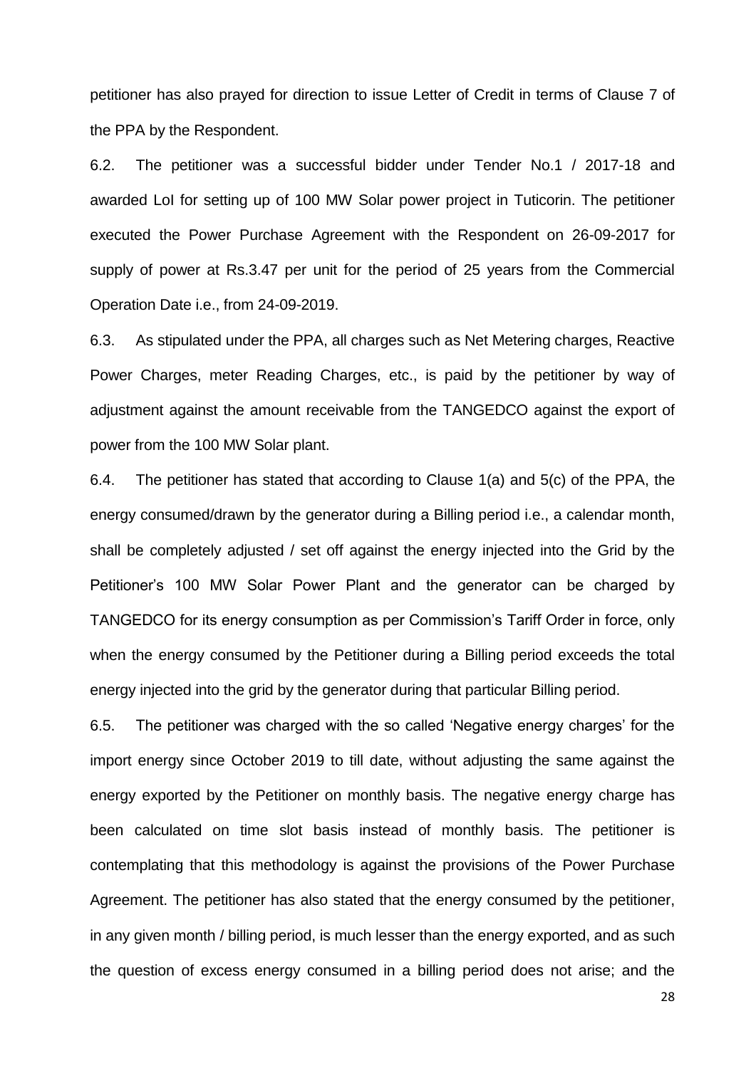petitioner has also prayed for direction to issue Letter of Credit in terms of Clause 7 of the PPA by the Respondent.

6.2. The petitioner was a successful bidder under Tender No.1 / 2017-18 and awarded LoI for setting up of 100 MW Solar power project in Tuticorin. The petitioner executed the Power Purchase Agreement with the Respondent on 26-09-2017 for supply of power at Rs.3.47 per unit for the period of 25 years from the Commercial Operation Date i.e., from 24-09-2019.

6.3. As stipulated under the PPA, all charges such as Net Metering charges, Reactive Power Charges, meter Reading Charges, etc., is paid by the petitioner by way of adjustment against the amount receivable from the TANGEDCO against the export of power from the 100 MW Solar plant.

6.4. The petitioner has stated that according to Clause 1(a) and 5(c) of the PPA, the energy consumed/drawn by the generator during a Billing period i.e., a calendar month, shall be completely adjusted / set off against the energy injected into the Grid by the Petitioner's 100 MW Solar Power Plant and the generator can be charged by TANGEDCO for its energy consumption as per Commission's Tariff Order in force, only when the energy consumed by the Petitioner during a Billing period exceeds the total energy injected into the grid by the generator during that particular Billing period.

6.5. The petitioner was charged with the so called 'Negative energy charges' for the import energy since October 2019 to till date, without adjusting the same against the energy exported by the Petitioner on monthly basis. The negative energy charge has been calculated on time slot basis instead of monthly basis. The petitioner is contemplating that this methodology is against the provisions of the Power Purchase Agreement. The petitioner has also stated that the energy consumed by the petitioner, in any given month / billing period, is much lesser than the energy exported, and as such the question of excess energy consumed in a billing period does not arise; and the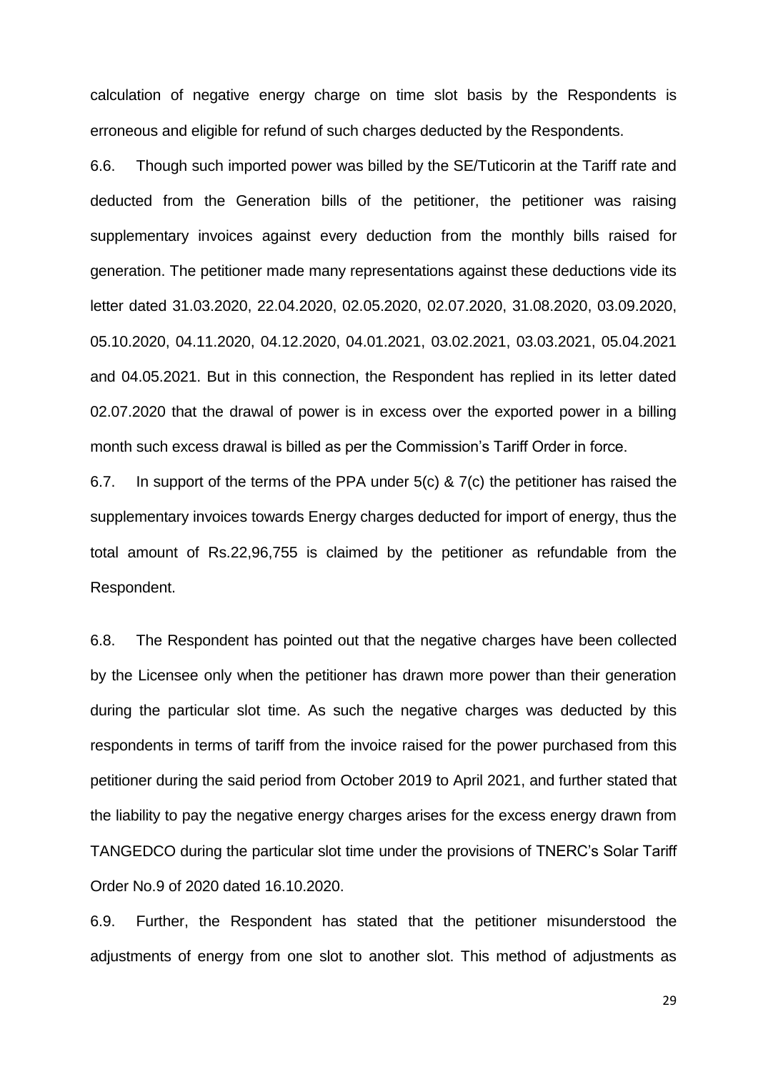calculation of negative energy charge on time slot basis by the Respondents is erroneous and eligible for refund of such charges deducted by the Respondents.

6.6. Though such imported power was billed by the SE/Tuticorin at the Tariff rate and deducted from the Generation bills of the petitioner, the petitioner was raising supplementary invoices against every deduction from the monthly bills raised for generation. The petitioner made many representations against these deductions vide its letter dated 31.03.2020, 22.04.2020, 02.05.2020, 02.07.2020, 31.08.2020, 03.09.2020, 05.10.2020, 04.11.2020, 04.12.2020, 04.01.2021, 03.02.2021, 03.03.2021, 05.04.2021 and 04.05.2021. But in this connection, the Respondent has replied in its letter dated 02.07.2020 that the drawal of power is in excess over the exported power in a billing month such excess drawal is billed as per the Commission's Tariff Order in force.

6.7. In support of the terms of the PPA under 5(c) & 7(c) the petitioner has raised the supplementary invoices towards Energy charges deducted for import of energy, thus the total amount of Rs.22,96,755 is claimed by the petitioner as refundable from the Respondent.

6.8. The Respondent has pointed out that the negative charges have been collected by the Licensee only when the petitioner has drawn more power than their generation during the particular slot time. As such the negative charges was deducted by this respondents in terms of tariff from the invoice raised for the power purchased from this petitioner during the said period from October 2019 to April 2021, and further stated that the liability to pay the negative energy charges arises for the excess energy drawn from TANGEDCO during the particular slot time under the provisions of TNERC's Solar Tariff Order No.9 of 2020 dated 16.10.2020.

6.9. Further, the Respondent has stated that the petitioner misunderstood the adjustments of energy from one slot to another slot. This method of adjustments as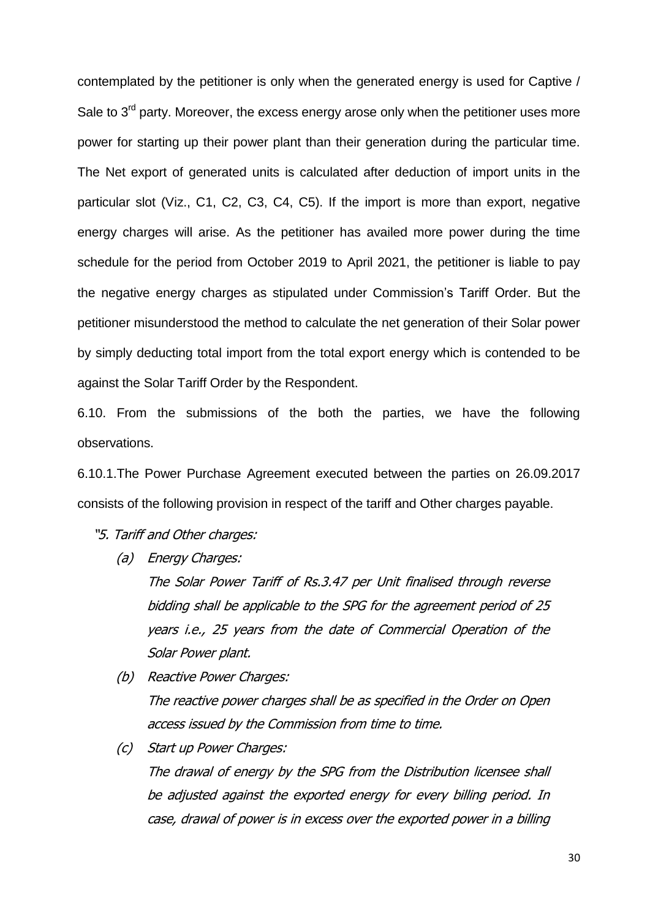contemplated by the petitioner is only when the generated energy is used for Captive / Sale to 3rd party. Moreover, the excess energy arose only when the petitioner uses more power for starting up their power plant than their generation during the particular time. The Net export of generated units is calculated after deduction of import units in the particular slot (Viz., C1, C2, C3, C4, C5). If the import is more than export, negative energy charges will arise. As the petitioner has availed more power during the time schedule for the period from October 2019 to April 2021, the petitioner is liable to pay the negative energy charges as stipulated under Commission's Tariff Order. But the petitioner misunderstood the method to calculate the net generation of their Solar power by simply deducting total import from the total export energy which is contended to be against the Solar Tariff Order by the Respondent.

6.10. From the submissions of the both the parties, we have the following observations.

6.10.1.The Power Purchase Agreement executed between the parties on 26.09.2017 consists of the following provision in respect of the tariff and Other charges payable.

*"5. Tariff and Other charges:*

*(a) Energy Charges:*

*The Solar Power Tariff of Rs.3.47 per Unit finalised through reverse bidding shall be applicable to the SPG for the agreement period of 25 years i.e., 25 years from the date of Commercial Operation of the Solar Power plant.*

*(b) Reactive Power Charges:*

*The reactive power charges shall be as specified in the Order on Open access issued by the Commission from time to time.*

*(c) Start up Power Charges:*

*The drawal of energy by the SPG from the Distribution licensee shall be adjusted against the exported energy for every billing period. In case, drawal of power is in excess over the exported power in a billing*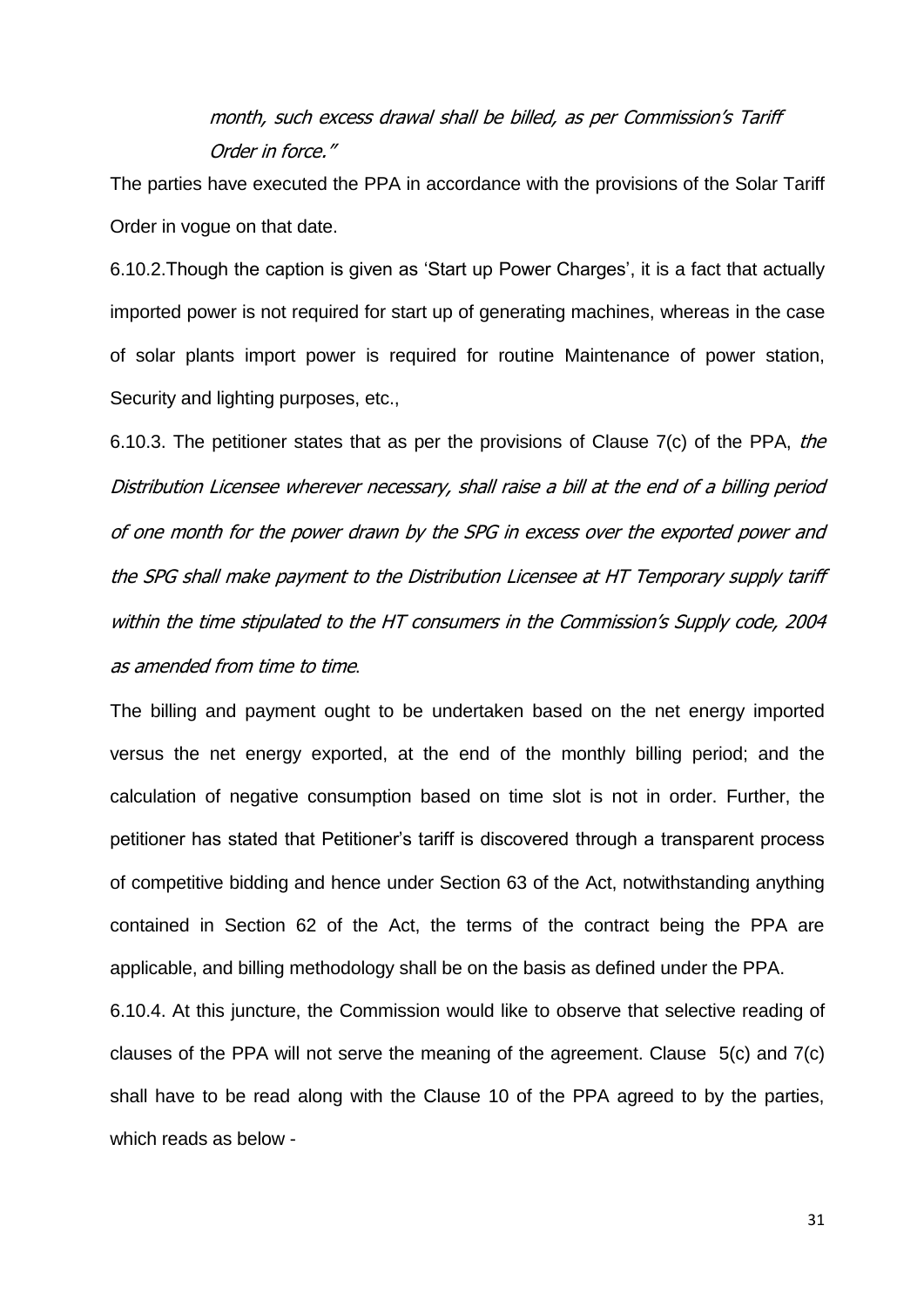*month, such excess drawal shall be billed, as per Commission's Tariff Order in force."*

The parties have executed the PPA in accordance with the provisions of the Solar Tariff Order in vogue on that date.

6.10.2.Though the caption is given as 'Start up Power Charges', it is a fact that actually imported power is not required for start up of generating machines, whereas in the case of solar plants import power is required for routine Maintenance of power station, Security and lighting purposes, etc.,

6.10.3. The petitioner states that as per the provisions of Clause 7(c) of the PPA, *the Distribution Licensee wherever necessary, shall raise a bill at the end of a billing period of one month for the power drawn by the SPG in excess over the exported power and the SPG shall make payment to the Distribution Licensee at HT Temporary supply tariff within the time stipulated to the HT consumers in the Commission's Supply code, 2004 as amended from time to time*.

The billing and payment ought to be undertaken based on the net energy imported versus the net energy exported, at the end of the monthly billing period; and the calculation of negative consumption based on time slot is not in order. Further, the petitioner has stated that Petitioner's tariff is discovered through a transparent process of competitive bidding and hence under Section 63 of the Act, notwithstanding anything contained in Section 62 of the Act, the terms of the contract being the PPA are applicable, and billing methodology shall be on the basis as defined under the PPA.

6.10.4. At this juncture, the Commission would like to observe that selective reading of clauses of the PPA will not serve the meaning of the agreement. Clause 5(c) and 7(c) shall have to be read along with the Clause 10 of the PPA agreed to by the parties, which reads as below -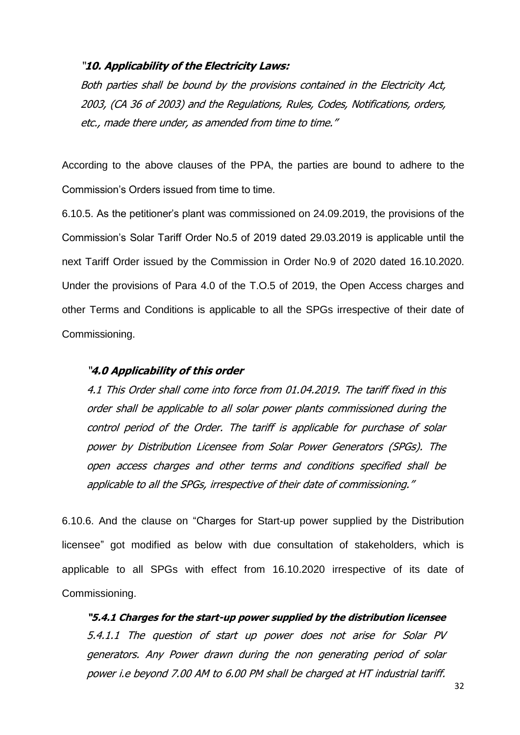*"**10. Applicability of the Electricity Laws:***

*Both parties shall be bound by the provisions contained in the Electricity Act, 2003, (CA 36 of 2003) and the Regulations, Rules, Codes, Notifications, orders, etc., made there under, as amended from time to time."*

According to the above clauses of the PPA, the parties are bound to adhere to the Commission's Orders issued from time to time.

6.10.5. As the petitioner's plant was commissioned on 24.09.2019, the provisions of the Commission's Solar Tariff Order No.5 of 2019 dated 29.03.2019 is applicable until the next Tariff Order issued by the Commission in Order No.9 of 2020 dated 16.10.2020. Under the provisions of Para 4.0 of the T.O.5 of 2019, the Open Access charges and other Terms and Conditions is applicable to all the SPGs irrespective of their date of Commissioning.

*"**4.0 Applicability of this order***

*4.1 This Order shall come into force from 01.04.2019. The tariff fixed in this order shall be applicable to all solar power plants commissioned during the control period of the Order. The tariff is applicable for purchase of solar power by Distribution Licensee from Solar Power Generators (SPGs). The open access charges and other terms and conditions specified shall be applicable to all the SPGs, irrespective of their date of commissioning."*

6.10.6. And the clause on "Charges for Start-up power supplied by the Distribution licensee" got modified as below with due consultation of stakeholders, which is applicable to all SPGs with effect from 16.10.2020 irrespective of its date of Commissioning.

***"5.4.1 Charges for the start-up power supplied by the distribution licensee***

*5.4.1.1 The question of start up power does not arise for Solar PV generators. Any Power drawn during the non generating period of solar power i.e beyond 7.00 AM to 6.00 PM shall be charged at HT industrial tariff.*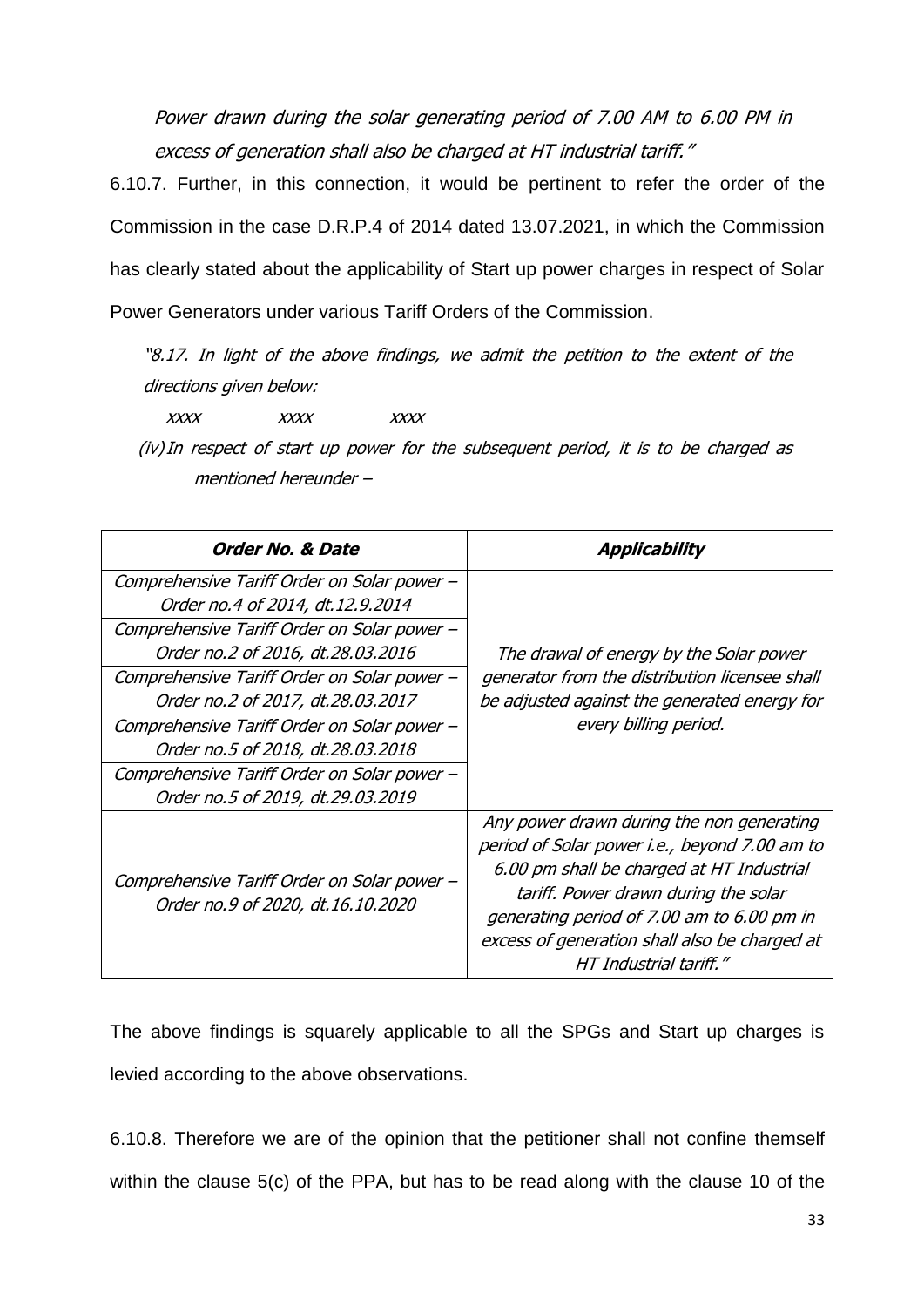*Power drawn during the solar generating period of 7.00 AM to 6.00 PM in excess of generation shall also be charged at HT industrial tariff."*

6.10.7. Further, in this connection, it would be pertinent to refer the order of the Commission in the case D.R.P.4 of 2014 dated 13.07.2021, in which the Commission has clearly stated about the applicability of Start up power charges in respect of Solar Power Generators under various Tariff Orders of the Commission.

*"8.17. In light of the above findings, we admit the petition to the extent of the directions given below:*

*xxxx xxxx xxxx*

*(iv) In respect of start up power for the subsequent period, it is to be charged as mentioned hereunder –*

| ***Order No. & Date*** | ***Applicability*** |
|---|---|
| *Comprehensive Tariff Order on Solar power – Order no.4 of 2014, dt.12.9.2014* | *The drawal of energy by the Solar power generator from the distribution licensee shall be adjusted against the generated energy for every billing period.* |
| *Comprehensive Tariff Order on Solar power – Order no.2 of 2016, dt.28.03.2016* | |
| *Comprehensive Tariff Order on Solar power – Order no.2 of 2017, dt.28.03.2017* | |
| *Comprehensive Tariff Order on Solar power – Order no.5 of 2018, dt.28.03.2018* | |
| *Comprehensive Tariff Order on Solar power – Order no.5 of 2019, dt.29.03.2019* | |
| *Comprehensive Tariff Order on Solar power – Order no.9 of 2020, dt.16.10.2020* | *Any power drawn during the non generating period of Solar power i.e., beyond 7.00 am to 6.00 pm shall be charged at HT Industrial tariff. Power drawn during the solar generating period of 7.00 am to 6.00 pm in excess of generation shall also be charged at HT Industrial tariff."* |

The above findings is squarely applicable to all the SPGs and Start up charges is levied according to the above observations.

6.10.8. Therefore we are of the opinion that the petitioner shall not confine themself within the clause 5(c) of the PPA, but has to be read along with the clause 10 of the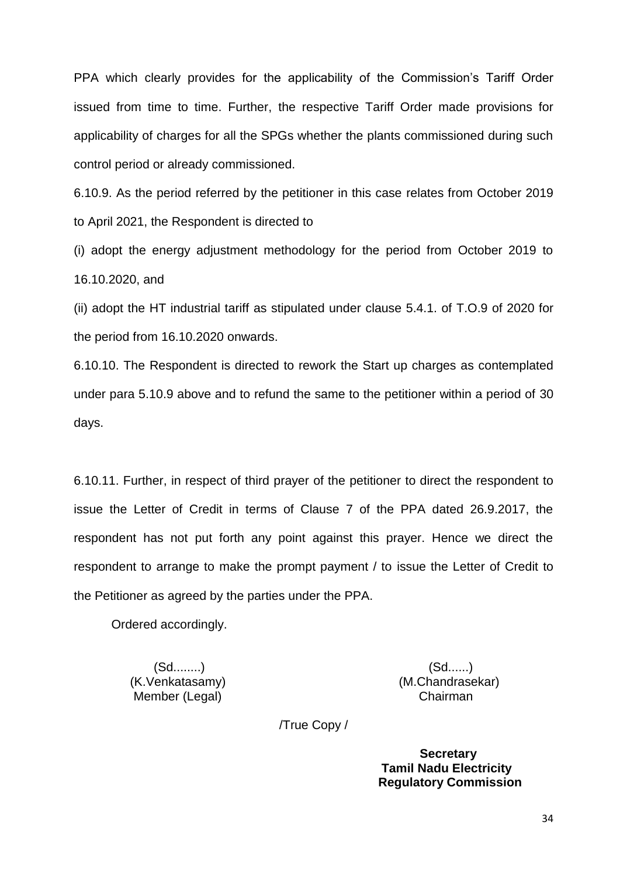PPA which clearly provides for the applicability of the Commission's Tariff Order issued from time to time. Further, the respective Tariff Order made provisions for applicability of charges for all the SPGs whether the plants commissioned during such control period or already commissioned.

6.10.9. As the period referred by the petitioner in this case relates from October 2019 to April 2021, the Respondent is directed to

(i) adopt the energy adjustment methodology for the period from October 2019 to 16.10.2020, and

(ii) adopt the HT industrial tariff as stipulated under clause 5.4.1. of T.O.9 of 2020 for the period from 16.10.2020 onwards.

6.10.10. The Respondent is directed to rework the Start up charges as contemplated under para 5.10.9 above and to refund the same to the petitioner within a period of 30 days.

6.10.11. Further, in respect of third prayer of the petitioner to direct the respondent to issue the Letter of Credit in terms of Clause 7 of the PPA dated 26.9.2017, the respondent has not put forth any point against this prayer. Hence we direct the respondent to arrange to make the prompt payment / to issue the Letter of Credit to the Petitioner as agreed by the parties under the PPA.

Ordered accordingly.

(Sd........)
(K.Venkatasamy)
Member (Legal)

(Sd......)
(M.Chandrasekar)
Chairman

/True Copy /

**Secretary**
**Tamil Nadu Electricity Regulatory Commission**